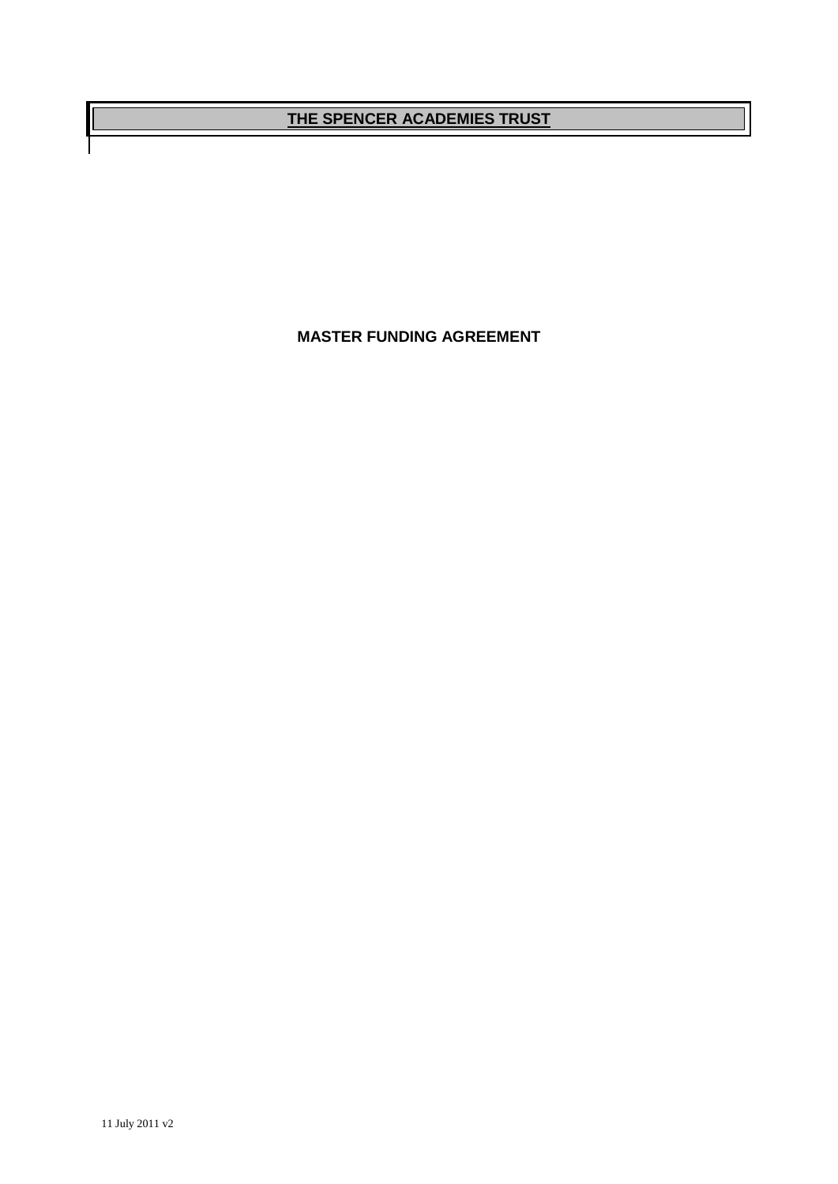# THE SPENCER ACADEMIES TRUST

**MASTER FUNDING AGREEMENT**

11 July 2011 v2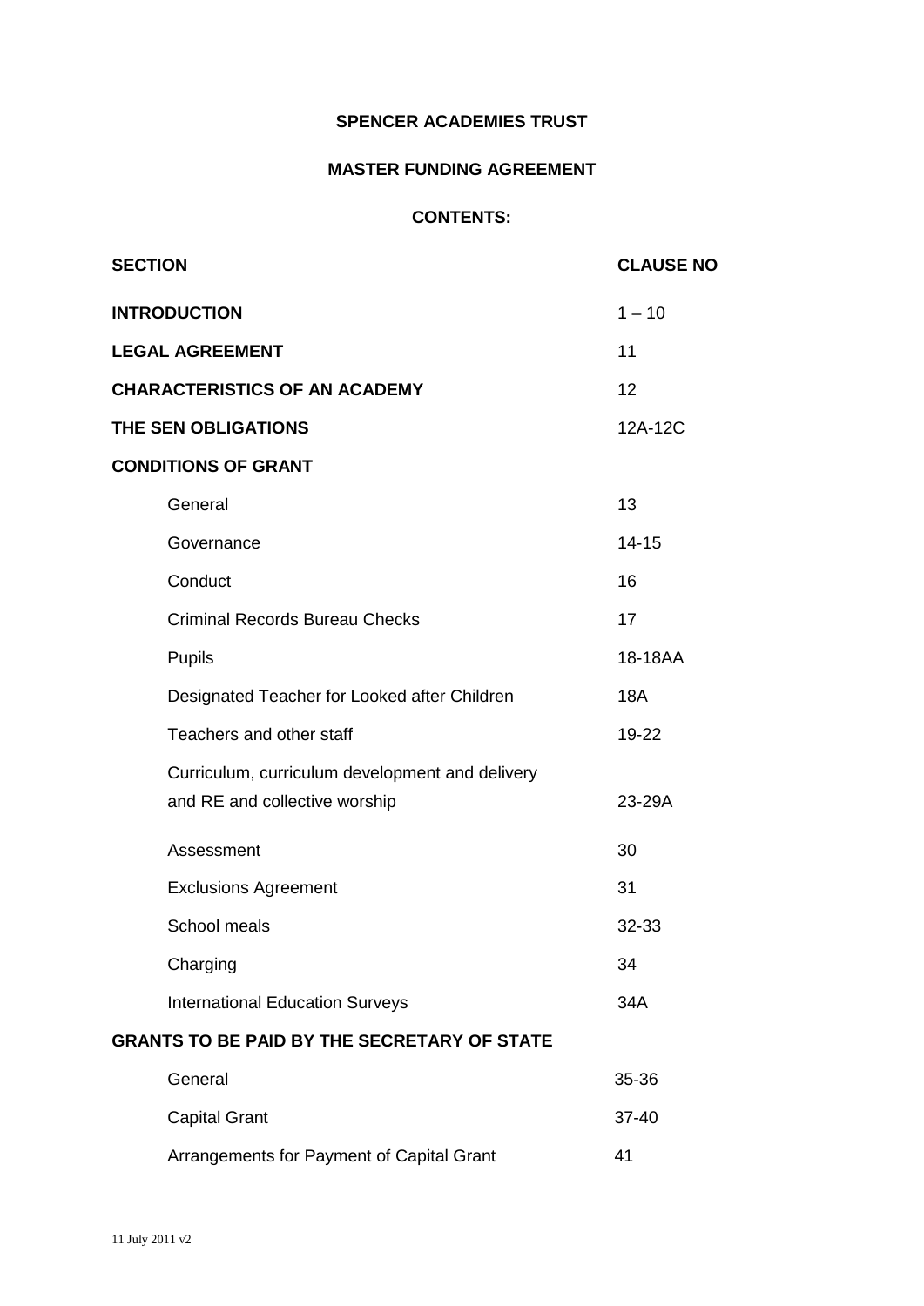**SPENCER ACADEMIES TRUST**

**MASTER FUNDING AGREEMENT**

**CONTENTS:**

| **SECTION** | **CLAUSE NO** |
|---|---|
| **INTRODUCTION** | 1 – 10 |
| **LEGAL AGREEMENT** | 11 |
| **CHARACTERISTICS OF AN ACADEMY** | 12 |
| **THE SEN OBLIGATIONS** | 12A-12C |
| **CONDITIONS OF GRANT** | |
| General | 13 |
| Governance | 14-15 |
| Conduct | 16 |
| Criminal Records Bureau Checks | 17 |
| Pupils | 18-18AA |
| Designated Teacher for Looked after Children | 18A |
| Teachers and other staff | 19-22 |
| Curriculum, curriculum development and delivery and RE and collective worship | 23-29A |
| Assessment | 30 |
| Exclusions Agreement | 31 |
| School meals | 32-33 |
| Charging | 34 |
| International Education Surveys | 34A |
| **GRANTS TO BE PAID BY THE SECRETARY OF STATE** | |
| General | 35-36 |
| Capital Grant | 37-40 |
| Arrangements for Payment of Capital Grant | 41 |

11 July 2011 v2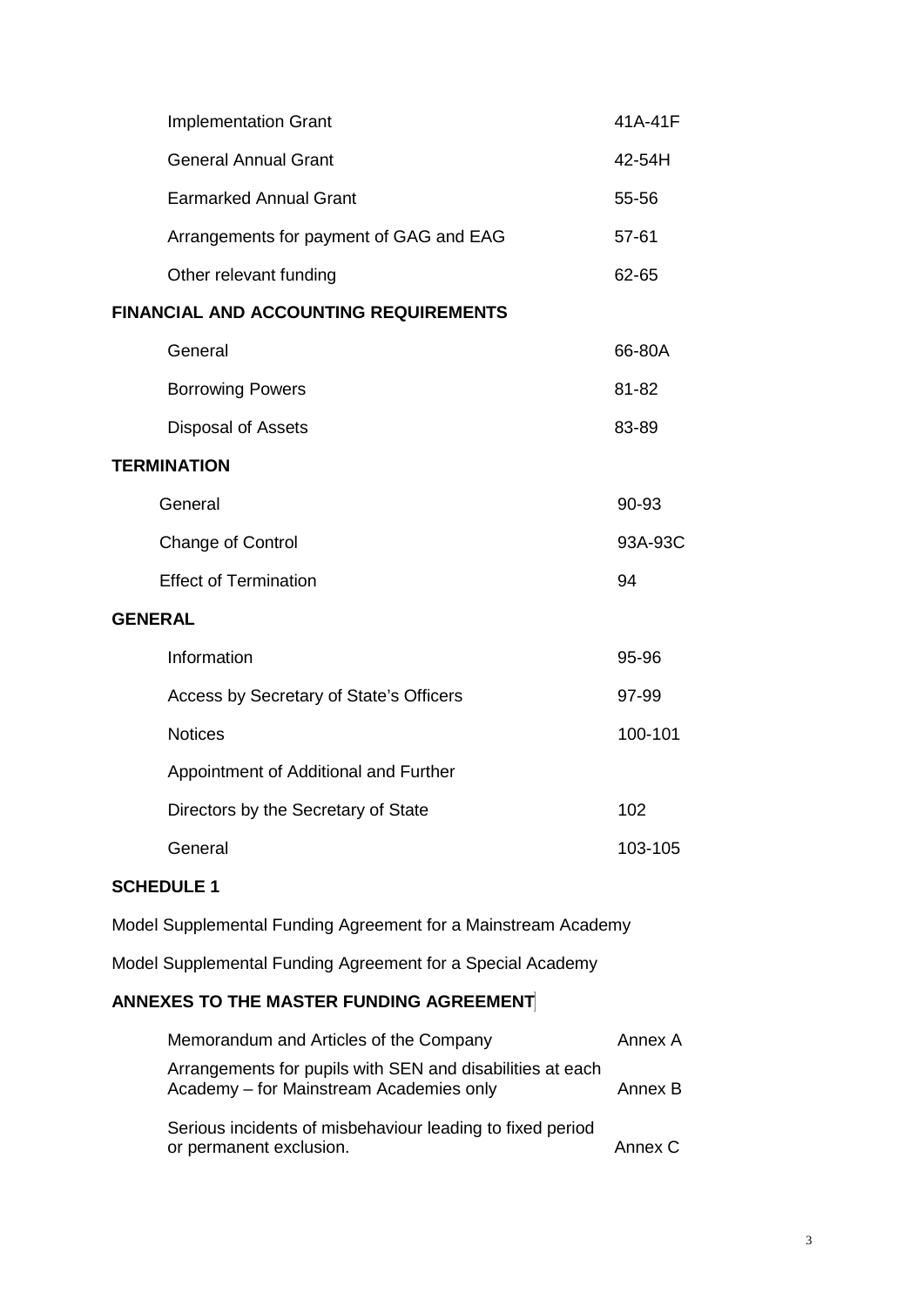| | |
|---|---|
| Implementation Grant | 41A-41F |
| General Annual Grant | 42-54H |
| Earmarked Annual Grant | 55-56 |
| Arrangements for payment of GAG and EAG | 57-61 |
| Other relevant funding | 62-65 |
| **FINANCIAL AND ACCOUNTING REQUIREMENTS** | |
| General | 66-80A |
| Borrowing Powers | 81-82 |
| Disposal of Assets | 83-89 |
| **TERMINATION** | |
| General | 90-93 |
| Change of Control | 93A-93C |
| Effect of Termination | 94 |
| **GENERAL** | |
| Information | 95-96 |
| Access by Secretary of State's Officers | 97-99 |
| Notices | 100-101 |
| Appointment of Additional and Further Directors by the Secretary of State | 102 |
| General | 103-105 |

**SCHEDULE 1**

Model Supplemental Funding Agreement for a Mainstream Academy

Model Supplemental Funding Agreement for a Special Academy

**ANNEXES TO THE MASTER FUNDING AGREEMENT**

| | |
|---|---|
| Memorandum and Articles of the Company | Annex A |
| Arrangements for pupils with SEN and disabilities at each Academy – for Mainstream Academies only | Annex B |
| Serious incidents of misbehaviour leading to fixed period or permanent exclusion. | Annex C |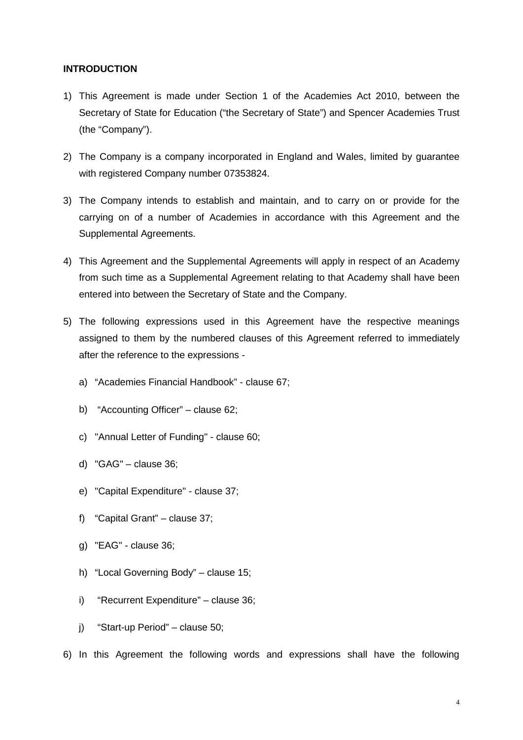**INTRODUCTION**

1) This Agreement is made under Section 1 of the Academies Act 2010, between the Secretary of State for Education ("the Secretary of State") and Spencer Academies Trust (the "Company").

2) The Company is a company incorporated in England and Wales, limited by guarantee with registered Company number 07353824.

3) The Company intends to establish and maintain, and to carry on or provide for the carrying on of a number of Academies in accordance with this Agreement and the Supplemental Agreements.

4) This Agreement and the Supplemental Agreements will apply in respect of an Academy from such time as a Supplemental Agreement relating to that Academy shall have been entered into between the Secretary of State and the Company.

5) The following expressions used in this Agreement have the respective meanings assigned to them by the numbered clauses of this Agreement referred to immediately after the reference to the expressions -

   a) "Academies Financial Handbook" - clause 67;

   b) "Accounting Officer" – clause 62;

   c) "Annual Letter of Funding" - clause 60;

   d) "GAG" – clause 36;

   e) "Capital Expenditure" - clause 37;

   f) "Capital Grant" – clause 37;

   g) "EAG" - clause 36;

   h) "Local Governing Body" – clause 15;

   i) "Recurrent Expenditure" – clause 36;

   j) "Start-up Period" – clause 50;

6) In this Agreement the following words and expressions shall have the following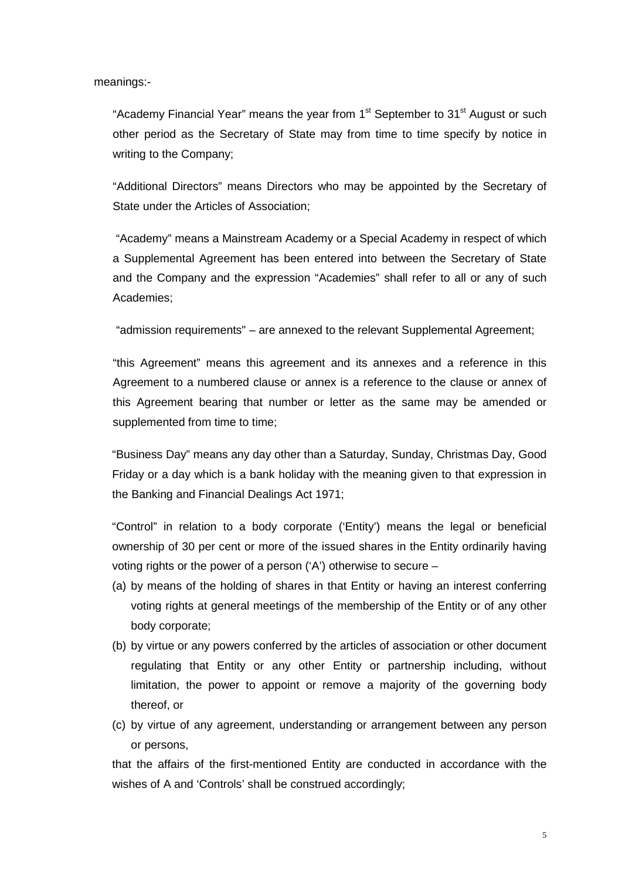meanings:-

"Academy Financial Year" means the year from 1st September to 31st August or such other period as the Secretary of State may from time to time specify by notice in writing to the Company;

"Additional Directors" means Directors who may be appointed by the Secretary of State under the Articles of Association;

"Academy" means a Mainstream Academy or a Special Academy in respect of which a Supplemental Agreement has been entered into between the Secretary of State and the Company and the expression "Academies" shall refer to all or any of such Academies;

"admission requirements" – are annexed to the relevant Supplemental Agreement;

"this Agreement" means this agreement and its annexes and a reference in this Agreement to a numbered clause or annex is a reference to the clause or annex of this Agreement bearing that number or letter as the same may be amended or supplemented from time to time;

"Business Day" means any day other than a Saturday, Sunday, Christmas Day, Good Friday or a day which is a bank holiday with the meaning given to that expression in the Banking and Financial Dealings Act 1971;

"Control" in relation to a body corporate ('Entity') means the legal or beneficial ownership of 30 per cent or more of the issued shares in the Entity ordinarily having voting rights or the power of a person ('A') otherwise to secure –

(a) by means of the holding of shares in that Entity or having an interest conferring voting rights at general meetings of the membership of the Entity or of any other body corporate;

(b) by virtue or any powers conferred by the articles of association or other document regulating that Entity or any other Entity or partnership including, without limitation, the power to appoint or remove a majority of the governing body thereof, or

(c) by virtue of any agreement, understanding or arrangement between any person or persons,

that the affairs of the first-mentioned Entity are conducted in accordance with the wishes of A and 'Controls' shall be construed accordingly;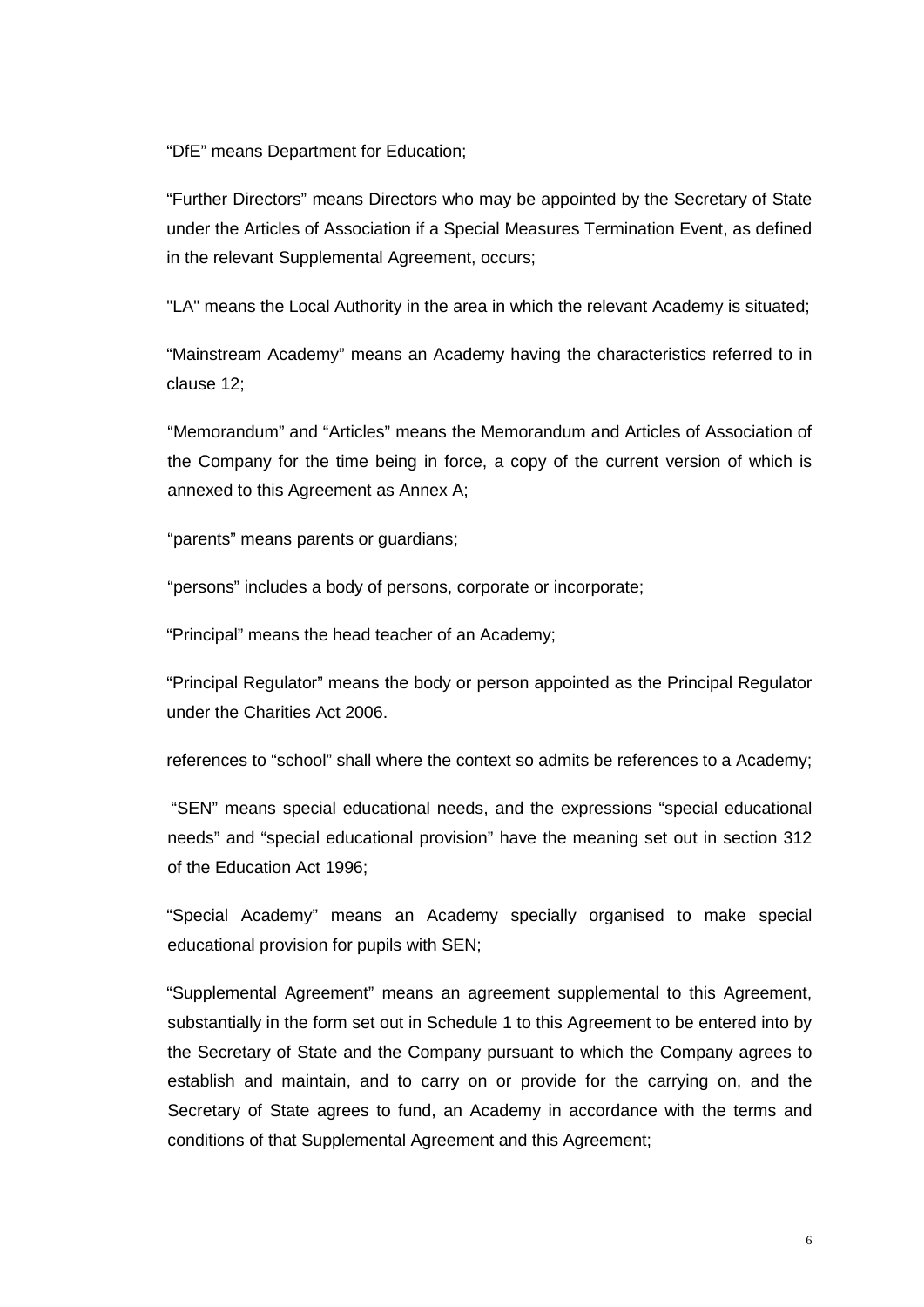"DfE" means Department for Education;

"Further Directors" means Directors who may be appointed by the Secretary of State under the Articles of Association if a Special Measures Termination Event, as defined in the relevant Supplemental Agreement, occurs;

"LA" means the Local Authority in the area in which the relevant Academy is situated;

"Mainstream Academy" means an Academy having the characteristics referred to in clause 12;

"Memorandum" and "Articles" means the Memorandum and Articles of Association of the Company for the time being in force, a copy of the current version of which is annexed to this Agreement as Annex A;

"parents" means parents or guardians;

"persons" includes a body of persons, corporate or incorporate;

"Principal" means the head teacher of an Academy;

"Principal Regulator" means the body or person appointed as the Principal Regulator under the Charities Act 2006.

references to "school" shall where the context so admits be references to a Academy;

"SEN" means special educational needs, and the expressions "special educational needs" and "special educational provision" have the meaning set out in section 312 of the Education Act 1996;

"Special Academy" means an Academy specially organised to make special educational provision for pupils with SEN;

"Supplemental Agreement" means an agreement supplemental to this Agreement, substantially in the form set out in Schedule 1 to this Agreement to be entered into by the Secretary of State and the Company pursuant to which the Company agrees to establish and maintain, and to carry on or provide for the carrying on, and the Secretary of State agrees to fund, an Academy in accordance with the terms and conditions of that Supplemental Agreement and this Agreement;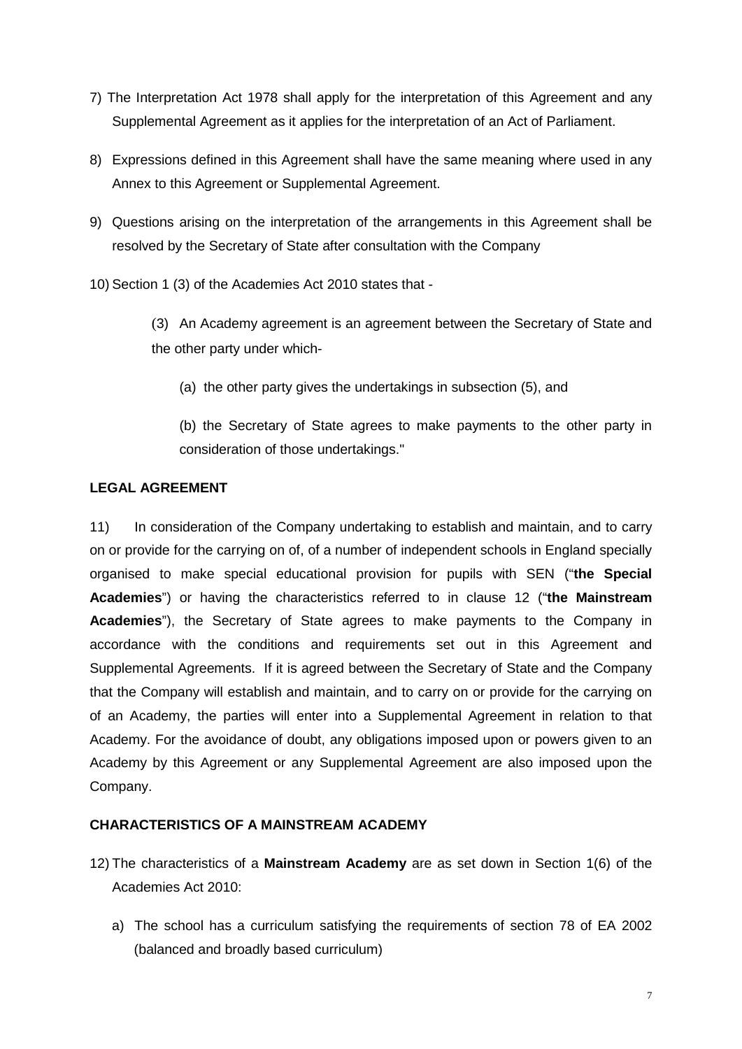7) The Interpretation Act 1978 shall apply for the interpretation of this Agreement and any Supplemental Agreement as it applies for the interpretation of an Act of Parliament.

8) Expressions defined in this Agreement shall have the same meaning where used in any Annex to this Agreement or Supplemental Agreement.

9) Questions arising on the interpretation of the arrangements in this Agreement shall be resolved by the Secretary of State after consultation with the Company

10) Section 1 (3) of the Academies Act 2010 states that -

> (3) An Academy agreement is an agreement between the Secretary of State and the other party under which-
>
> (a) the other party gives the undertakings in subsection (5), and
>
> (b) the Secretary of State agrees to make payments to the other party in consideration of those undertakings."

**LEGAL AGREEMENT**

11) In consideration of the Company undertaking to establish and maintain, and to carry on or provide for the carrying on of, of a number of independent schools in England specially organised to make special educational provision for pupils with SEN ("**the Special Academies**") or having the characteristics referred to in clause 12 ("**the Mainstream Academies**"), the Secretary of State agrees to make payments to the Company in accordance with the conditions and requirements set out in this Agreement and Supplemental Agreements. If it is agreed between the Secretary of State and the Company that the Company will establish and maintain, and to carry on or provide for the carrying on of an Academy, the parties will enter into a Supplemental Agreement in relation to that Academy. For the avoidance of doubt, any obligations imposed upon or powers given to an Academy by this Agreement or any Supplemental Agreement are also imposed upon the Company.

**CHARACTERISTICS OF A MAINSTREAM ACADEMY**

12) The characteristics of a **Mainstream Academy** are as set down in Section 1(6) of the Academies Act 2010:

a) The school has a curriculum satisfying the requirements of section 78 of EA 2002 (balanced and broadly based curriculum)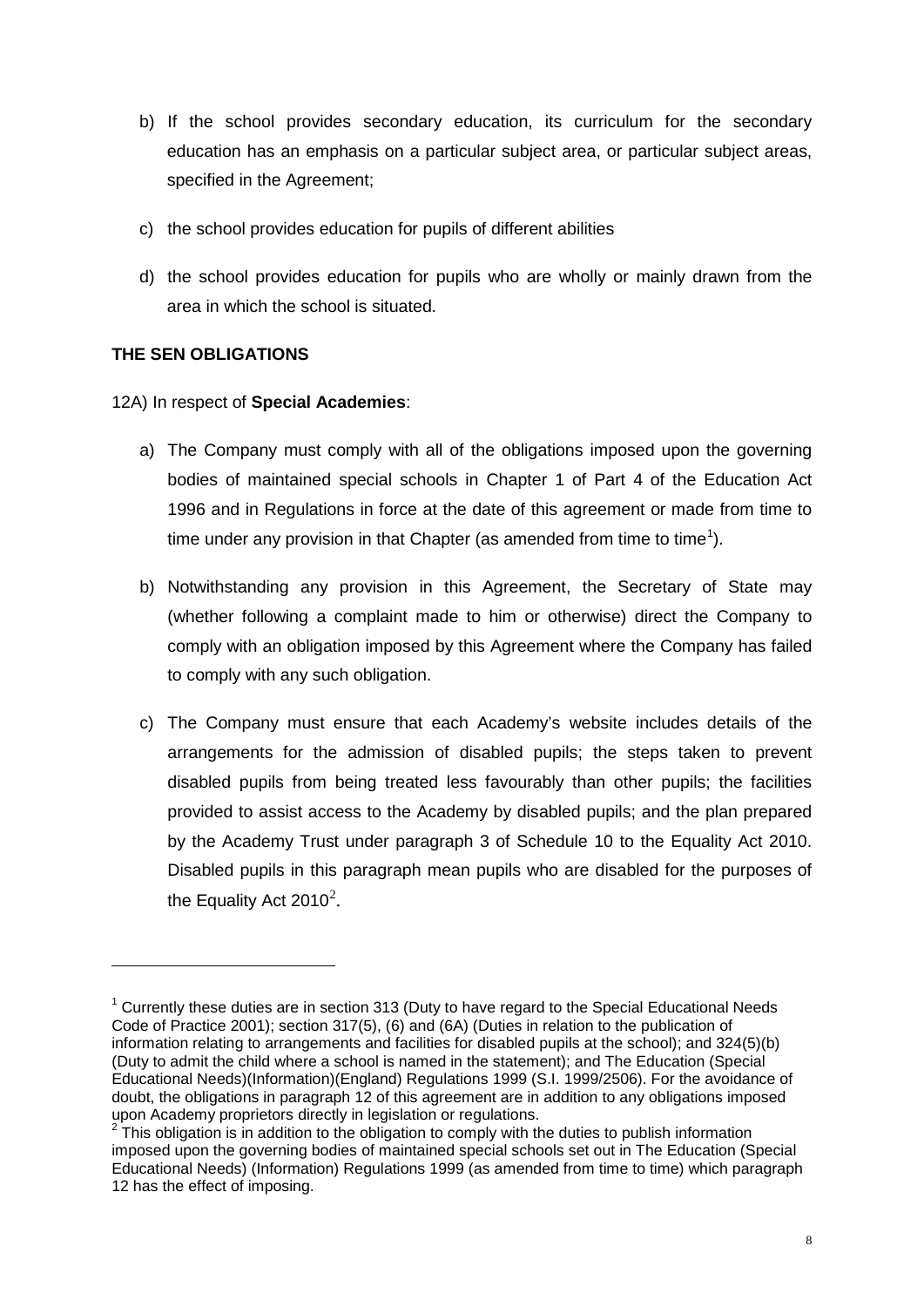b) If the school provides secondary education, its curriculum for the secondary education has an emphasis on a particular subject area, or particular subject areas, specified in the Agreement;

c) the school provides education for pupils of different abilities

d) the school provides education for pupils who are wholly or mainly drawn from the area in which the school is situated.

**THE SEN OBLIGATIONS**

12A) In respect of **Special Academies**:

a) The Company must comply with all of the obligations imposed upon the governing bodies of maintained special schools in Chapter 1 of Part 4 of the Education Act 1996 and in Regulations in force at the date of this agreement or made from time to time under any provision in that Chapter (as amended from time to time[1]).

b) Notwithstanding any provision in this Agreement, the Secretary of State may (whether following a complaint made to him or otherwise) direct the Company to comply with an obligation imposed by this Agreement where the Company has failed to comply with any such obligation.

c) The Company must ensure that each Academy's website includes details of the arrangements for the admission of disabled pupils; the steps taken to prevent disabled pupils from being treated less favourably than other pupils; the facilities provided to assist access to the Academy by disabled pupils; and the plan prepared by the Academy Trust under paragraph 3 of Schedule 10 to the Equality Act 2010. Disabled pupils in this paragraph mean pupils who are disabled for the purposes of the Equality Act 2010[2].

---

[1] Currently these duties are in section 313 (Duty to have regard to the Special Educational Needs Code of Practice 2001); section 317(5), (6) and (6A) (Duties in relation to the publication of information relating to arrangements and facilities for disabled pupils at the school); and 324(5)(b) (Duty to admit the child where a school is named in the statement); and The Education (Special Educational Needs)(Information)(England) Regulations 1999 (S.I. 1999/2506). For the avoidance of doubt, the obligations in paragraph 12 of this agreement are in addition to any obligations imposed upon Academy proprietors directly in legislation or regulations.

[2] This obligation is in addition to the obligation to comply with the duties to publish information imposed upon the governing bodies of maintained special schools set out in The Education (Special Educational Needs) (Information) Regulations 1999 (as amended from time to time) which paragraph 12 has the effect of imposing.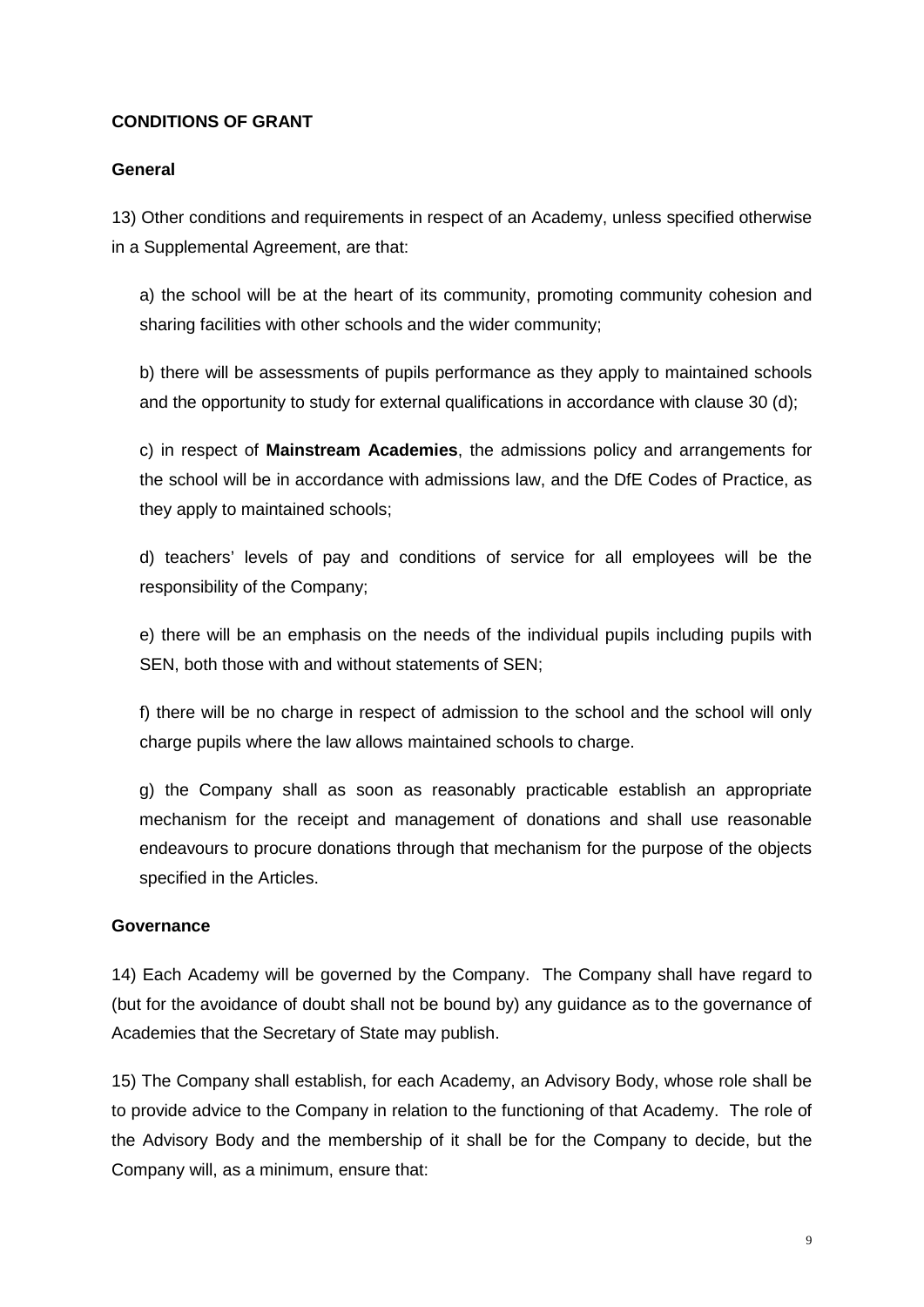**CONDITIONS OF GRANT**

**General**

13) Other conditions and requirements in respect of an Academy, unless specified otherwise in a Supplemental Agreement, are that:

a) the school will be at the heart of its community, promoting community cohesion and sharing facilities with other schools and the wider community;

b) there will be assessments of pupils performance as they apply to maintained schools and the opportunity to study for external qualifications in accordance with clause 30 (d);

c) in respect of **Mainstream Academies**, the admissions policy and arrangements for the school will be in accordance with admissions law, and the DfE Codes of Practice, as they apply to maintained schools;

d) teachers' levels of pay and conditions of service for all employees will be the responsibility of the Company;

e) there will be an emphasis on the needs of the individual pupils including pupils with SEN, both those with and without statements of SEN;

f) there will be no charge in respect of admission to the school and the school will only charge pupils where the law allows maintained schools to charge.

g) the Company shall as soon as reasonably practicable establish an appropriate mechanism for the receipt and management of donations and shall use reasonable endeavours to procure donations through that mechanism for the purpose of the objects specified in the Articles.

**Governance**

14) Each Academy will be governed by the Company. The Company shall have regard to (but for the avoidance of doubt shall not be bound by) any guidance as to the governance of Academies that the Secretary of State may publish.

15) The Company shall establish, for each Academy, an Advisory Body, whose role shall be to provide advice to the Company in relation to the functioning of that Academy. The role of the Advisory Body and the membership of it shall be for the Company to decide, but the Company will, as a minimum, ensure that: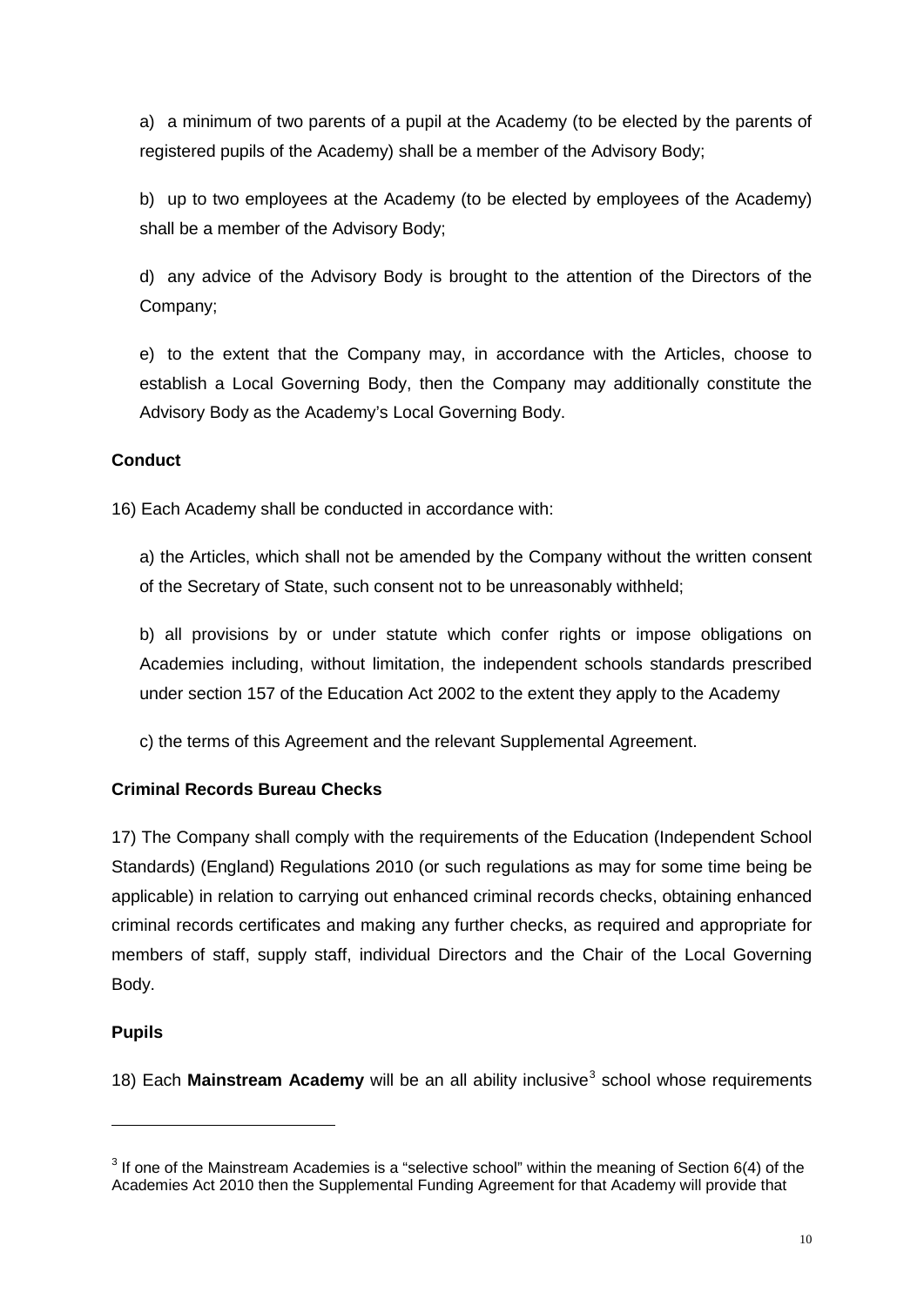a) a minimum of two parents of a pupil at the Academy (to be elected by the parents of registered pupils of the Academy) shall be a member of the Advisory Body;

b) up to two employees at the Academy (to be elected by employees of the Academy) shall be a member of the Advisory Body;

d) any advice of the Advisory Body is brought to the attention of the Directors of the Company;

e) to the extent that the Company may, in accordance with the Articles, choose to establish a Local Governing Body, then the Company may additionally constitute the Advisory Body as the Academy's Local Governing Body.

**Conduct**

16) Each Academy shall be conducted in accordance with:

a) the Articles, which shall not be amended by the Company without the written consent of the Secretary of State, such consent not to be unreasonably withheld;

b) all provisions by or under statute which confer rights or impose obligations on Academies including, without limitation, the independent schools standards prescribed under section 157 of the Education Act 2002 to the extent they apply to the Academy

c) the terms of this Agreement and the relevant Supplemental Agreement.

**Criminal Records Bureau Checks**

17) The Company shall comply with the requirements of the Education (Independent School Standards) (England) Regulations 2010 (or such regulations as may for some time being be applicable) in relation to carrying out enhanced criminal records checks, obtaining enhanced criminal records certificates and making any further checks, as required and appropriate for members of staff, supply staff, individual Directors and the Chair of the Local Governing Body.

**Pupils**

18) Each **Mainstream Academy** will be an all ability inclusive[3] school whose requirements

---

[3] If one of the Mainstream Academies is a "selective school" within the meaning of Section 6(4) of the Academies Act 2010 then the Supplemental Funding Agreement for that Academy will provide that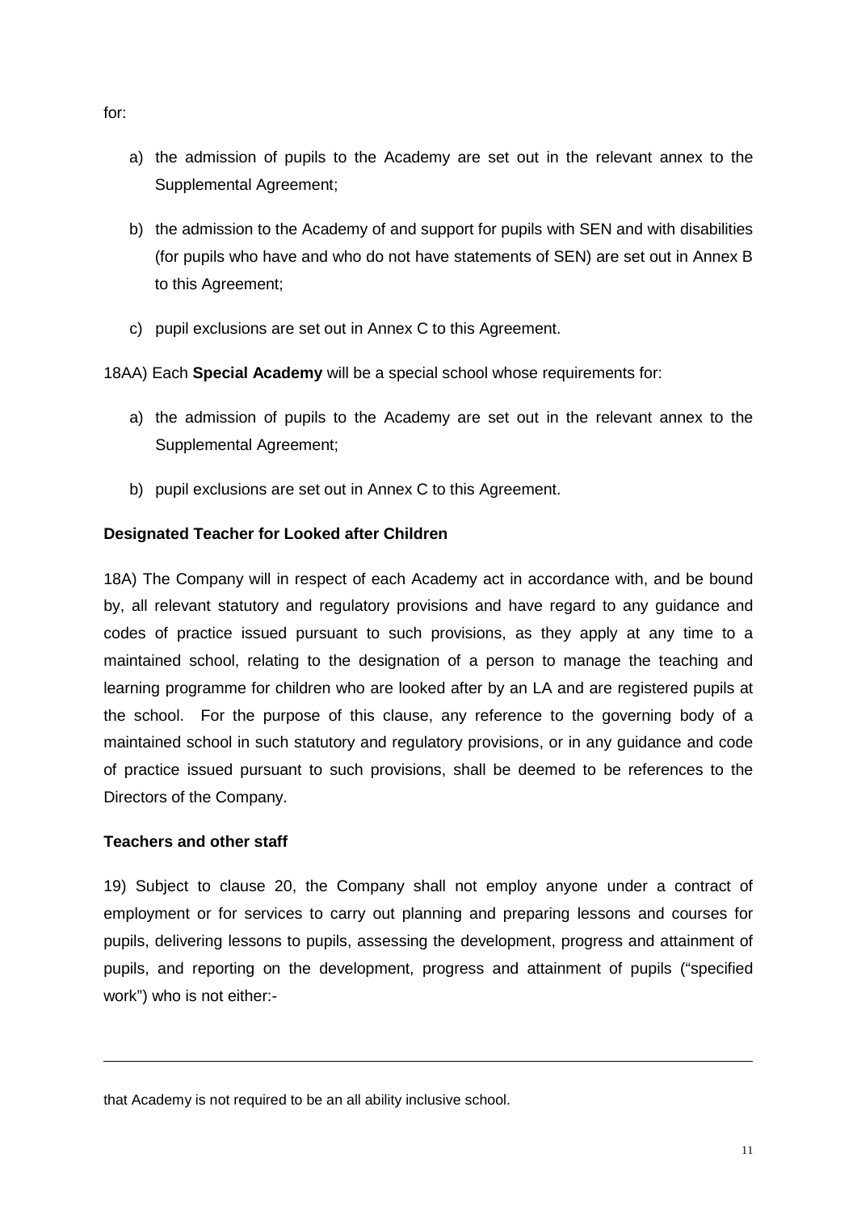for:

a) the admission of pupils to the Academy are set out in the relevant annex to the Supplemental Agreement;

b) the admission to the Academy of and support for pupils with SEN and with disabilities (for pupils who have and who do not have statements of SEN) are set out in Annex B to this Agreement;

c) pupil exclusions are set out in Annex C to this Agreement.

18AA) Each **Special Academy** will be a special school whose requirements for:

a) the admission of pupils to the Academy are set out in the relevant annex to the Supplemental Agreement;

b) pupil exclusions are set out in Annex C to this Agreement.

**Designated Teacher for Looked after Children**

18A) The Company will in respect of each Academy act in accordance with, and be bound by, all relevant statutory and regulatory provisions and have regard to any guidance and codes of practice issued pursuant to such provisions, as they apply at any time to a maintained school, relating to the designation of a person to manage the teaching and learning programme for children who are looked after by an LA and are registered pupils at the school. For the purpose of this clause, any reference to the governing body of a maintained school in such statutory and regulatory provisions, or in any guidance and code of practice issued pursuant to such provisions, shall be deemed to be references to the Directors of the Company.

**Teachers and other staff**

19) Subject to clause 20, the Company shall not employ anyone under a contract of employment or for services to carry out planning and preparing lessons and courses for pupils, delivering lessons to pupils, assessing the development, progress and attainment of pupils, and reporting on the development, progress and attainment of pupils ("specified work") who is not either:-

---

that Academy is not required to be an all ability inclusive school.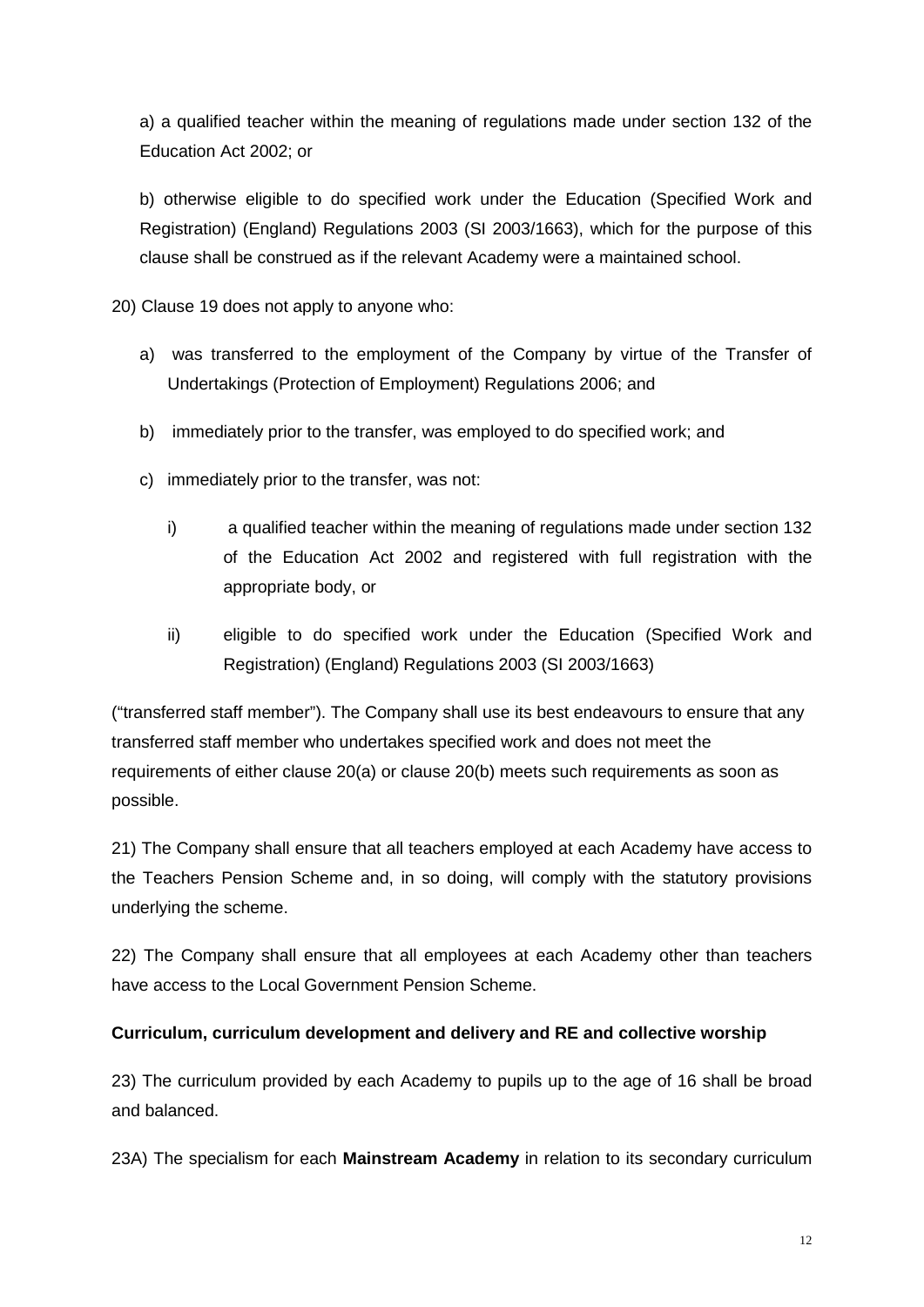a) a qualified teacher within the meaning of regulations made under section 132 of the Education Act 2002; or

b) otherwise eligible to do specified work under the Education (Specified Work and Registration) (England) Regulations 2003 (SI 2003/1663), which for the purpose of this clause shall be construed as if the relevant Academy were a maintained school.

20) Clause 19 does not apply to anyone who:

a) was transferred to the employment of the Company by virtue of the Transfer of Undertakings (Protection of Employment) Regulations 2006; and

b) immediately prior to the transfer, was employed to do specified work; and

c) immediately prior to the transfer, was not:

   i) a qualified teacher within the meaning of regulations made under section 132 of the Education Act 2002 and registered with full registration with the appropriate body, or

   ii) eligible to do specified work under the Education (Specified Work and Registration) (England) Regulations 2003 (SI 2003/1663)

("transferred staff member"). The Company shall use its best endeavours to ensure that any transferred staff member who undertakes specified work and does not meet the requirements of either clause 20(a) or clause 20(b) meets such requirements as soon as possible.

21) The Company shall ensure that all teachers employed at each Academy have access to the Teachers Pension Scheme and, in so doing, will comply with the statutory provisions underlying the scheme.

22) The Company shall ensure that all employees at each Academy other than teachers have access to the Local Government Pension Scheme.

**Curriculum, curriculum development and delivery and RE and collective worship**

23) The curriculum provided by each Academy to pupils up to the age of 16 shall be broad and balanced.

23A) The specialism for each **Mainstream Academy** in relation to its secondary curriculum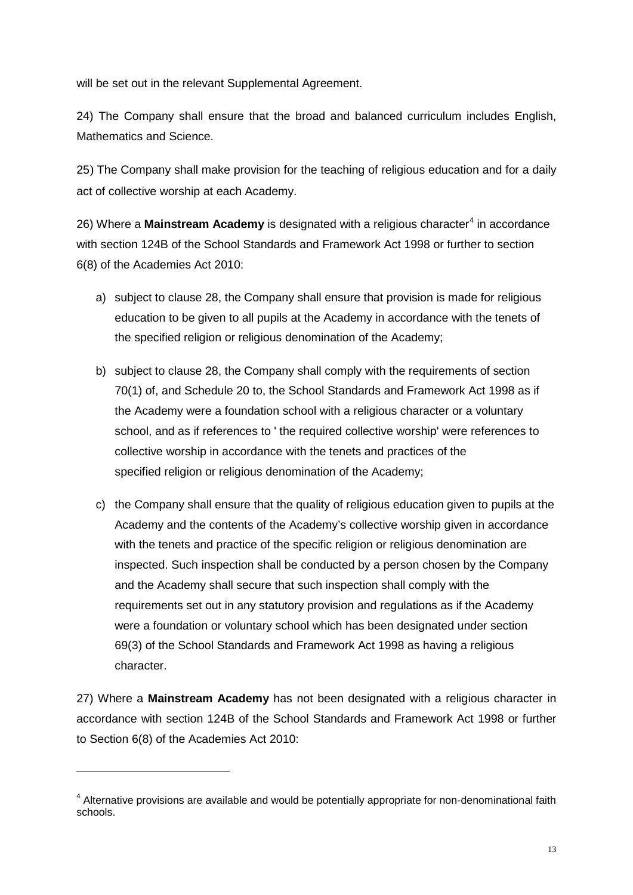will be set out in the relevant Supplemental Agreement.

24) The Company shall ensure that the broad and balanced curriculum includes English, Mathematics and Science.

25) The Company shall make provision for the teaching of religious education and for a daily act of collective worship at each Academy.

26) Where a **Mainstream Academy** is designated with a religious character[4] in accordance with section 124B of the School Standards and Framework Act 1998 or further to section 6(8) of the Academies Act 2010:

a) subject to clause 28, the Company shall ensure that provision is made for religious education to be given to all pupils at the Academy in accordance with the tenets of the specified religion or religious denomination of the Academy;

b) subject to clause 28, the Company shall comply with the requirements of section 70(1) of, and Schedule 20 to, the School Standards and Framework Act 1998 as if the Academy were a foundation school with a religious character or a voluntary school, and as if references to ' the required collective worship' were references to collective worship in accordance with the tenets and practices of the specified religion or religious denomination of the Academy;

c) the Company shall ensure that the quality of religious education given to pupils at the Academy and the contents of the Academy's collective worship given in accordance with the tenets and practice of the specific religion or religious denomination are inspected. Such inspection shall be conducted by a person chosen by the Company and the Academy shall secure that such inspection shall comply with the requirements set out in any statutory provision and regulations as if the Academy were a foundation or voluntary school which has been designated under section 69(3) of the School Standards and Framework Act 1998 as having a religious character.

27) Where a **Mainstream Academy** has not been designated with a religious character in accordance with section 124B of the School Standards and Framework Act 1998 or further to Section 6(8) of the Academies Act 2010:

---

[4] Alternative provisions are available and would be potentially appropriate for non-denominational faith schools.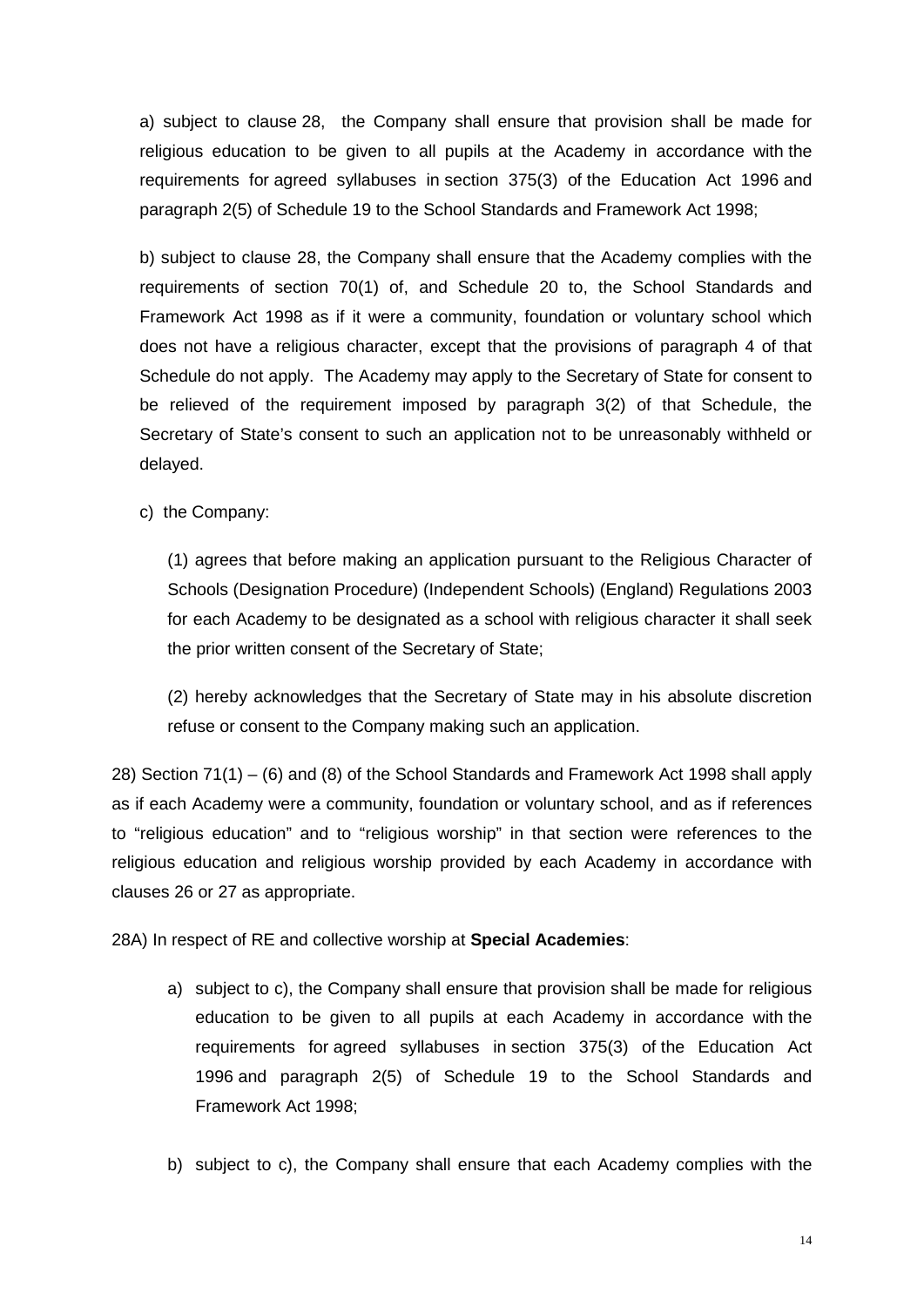a) subject to clause 28, the Company shall ensure that provision shall be made for religious education to be given to all pupils at the Academy in accordance with the requirements for agreed syllabuses in section 375(3) of the Education Act 1996 and paragraph 2(5) of Schedule 19 to the School Standards and Framework Act 1998;

b) subject to clause 28, the Company shall ensure that the Academy complies with the requirements of section 70(1) of, and Schedule 20 to, the School Standards and Framework Act 1998 as if it were a community, foundation or voluntary school which does not have a religious character, except that the provisions of paragraph 4 of that Schedule do not apply. The Academy may apply to the Secretary of State for consent to be relieved of the requirement imposed by paragraph 3(2) of that Schedule, the Secretary of State's consent to such an application not to be unreasonably withheld or delayed.

c) the Company:

(1) agrees that before making an application pursuant to the Religious Character of Schools (Designation Procedure) (Independent Schools) (England) Regulations 2003 for each Academy to be designated as a school with religious character it shall seek the prior written consent of the Secretary of State;

(2) hereby acknowledges that the Secretary of State may in his absolute discretion refuse or consent to the Company making such an application.

28) Section 71(1) – (6) and (8) of the School Standards and Framework Act 1998 shall apply as if each Academy were a community, foundation or voluntary school, and as if references to "religious education" and to "religious worship" in that section were references to the religious education and religious worship provided by each Academy in accordance with clauses 26 or 27 as appropriate.

28A) In respect of RE and collective worship at **Special Academies**:

a) subject to c), the Company shall ensure that provision shall be made for religious education to be given to all pupils at each Academy in accordance with the requirements for agreed syllabuses in section 375(3) of the Education Act 1996 and paragraph 2(5) of Schedule 19 to the School Standards and Framework Act 1998;

b) subject to c), the Company shall ensure that each Academy complies with the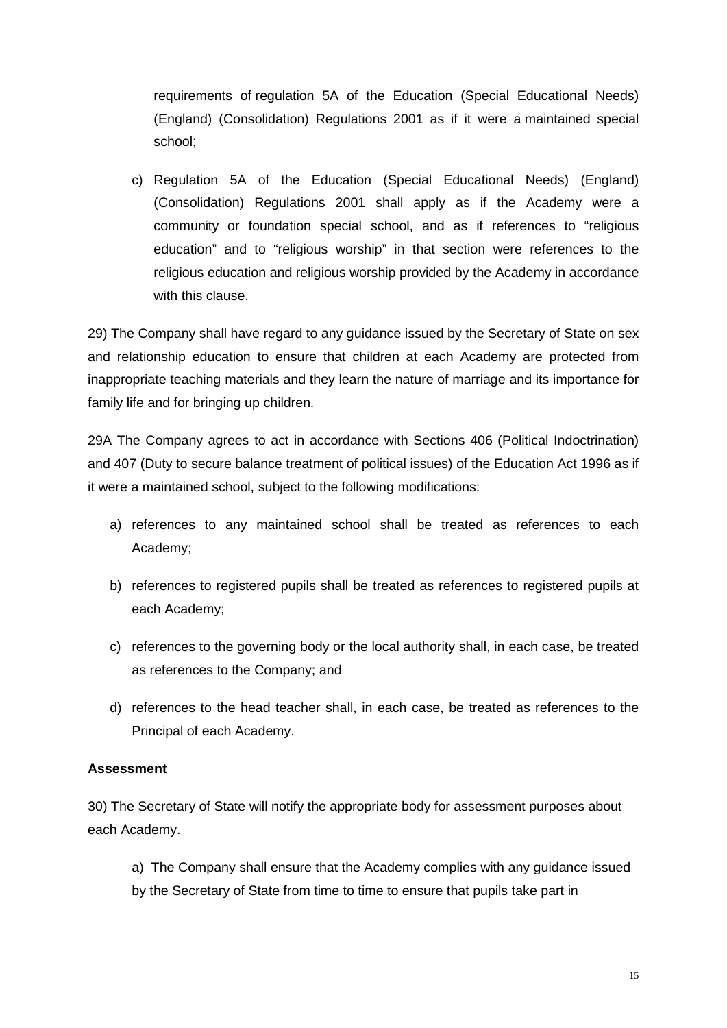requirements of regulation 5A of the Education (Special Educational Needs) (England) (Consolidation) Regulations 2001 as if it were a maintained special school;

c) Regulation 5A of the Education (Special Educational Needs) (England) (Consolidation) Regulations 2001 shall apply as if the Academy were a community or foundation special school, and as if references to "religious education" and to "religious worship" in that section were references to the religious education and religious worship provided by the Academy in accordance with this clause.

29) The Company shall have regard to any guidance issued by the Secretary of State on sex and relationship education to ensure that children at each Academy are protected from inappropriate teaching materials and they learn the nature of marriage and its importance for family life and for bringing up children.

29A The Company agrees to act in accordance with Sections 406 (Political Indoctrination) and 407 (Duty to secure balance treatment of political issues) of the Education Act 1996 as if it were a maintained school, subject to the following modifications:

a) references to any maintained school shall be treated as references to each Academy;

b) references to registered pupils shall be treated as references to registered pupils at each Academy;

c) references to the governing body or the local authority shall, in each case, be treated as references to the Company; and

d) references to the head teacher shall, in each case, be treated as references to the Principal of each Academy.

**Assessment**

30) The Secretary of State will notify the appropriate body for assessment purposes about each Academy.

a) The Company shall ensure that the Academy complies with any guidance issued by the Secretary of State from time to time to ensure that pupils take part in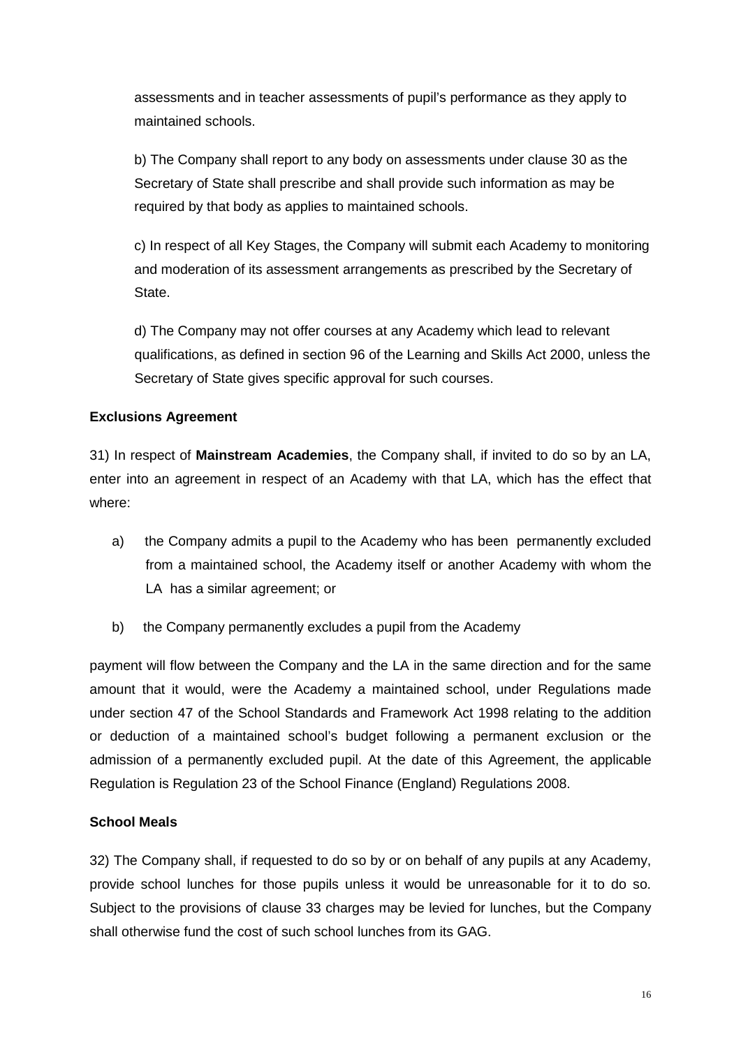assessments and in teacher assessments of pupil's performance as they apply to maintained schools.

b) The Company shall report to any body on assessments under clause 30 as the Secretary of State shall prescribe and shall provide such information as may be required by that body as applies to maintained schools.

c) In respect of all Key Stages, the Company will submit each Academy to monitoring and moderation of its assessment arrangements as prescribed by the Secretary of State.

d) The Company may not offer courses at any Academy which lead to relevant qualifications, as defined in section 96 of the Learning and Skills Act 2000, unless the Secretary of State gives specific approval for such courses.

**Exclusions Agreement**

31) In respect of **Mainstream Academies**, the Company shall, if invited to do so by an LA, enter into an agreement in respect of an Academy with that LA, which has the effect that where:

a) the Company admits a pupil to the Academy who has been permanently excluded from a maintained school, the Academy itself or another Academy with whom the LA has a similar agreement; or

b) the Company permanently excludes a pupil from the Academy

payment will flow between the Company and the LA in the same direction and for the same amount that it would, were the Academy a maintained school, under Regulations made under section 47 of the School Standards and Framework Act 1998 relating to the addition or deduction of a maintained school's budget following a permanent exclusion or the admission of a permanently excluded pupil. At the date of this Agreement, the applicable Regulation is Regulation 23 of the School Finance (England) Regulations 2008.

**School Meals**

32) The Company shall, if requested to do so by or on behalf of any pupils at any Academy, provide school lunches for those pupils unless it would be unreasonable for it to do so. Subject to the provisions of clause 33 charges may be levied for lunches, but the Company shall otherwise fund the cost of such school lunches from its GAG.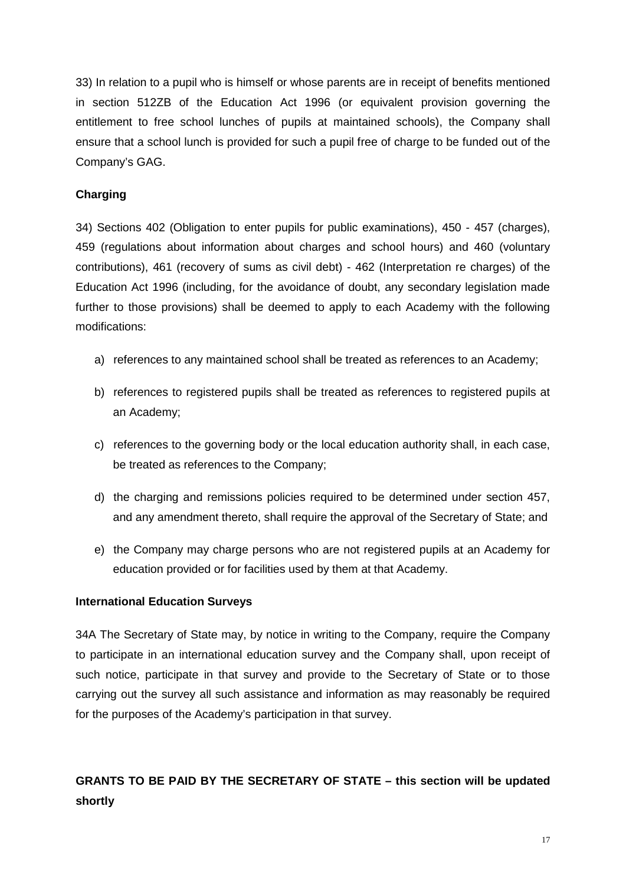33) In relation to a pupil who is himself or whose parents are in receipt of benefits mentioned in section 512ZB of the Education Act 1996 (or equivalent provision governing the entitlement to free school lunches of pupils at maintained schools), the Company shall ensure that a school lunch is provided for such a pupil free of charge to be funded out of the Company's GAG.

**Charging**

34) Sections 402 (Obligation to enter pupils for public examinations), 450 - 457 (charges), 459 (regulations about information about charges and school hours) and 460 (voluntary contributions), 461 (recovery of sums as civil debt) - 462 (Interpretation re charges) of the Education Act 1996 (including, for the avoidance of doubt, any secondary legislation made further to those provisions) shall be deemed to apply to each Academy with the following modifications:

a) references to any maintained school shall be treated as references to an Academy;

b) references to registered pupils shall be treated as references to registered pupils at an Academy;

c) references to the governing body or the local education authority shall, in each case, be treated as references to the Company;

d) the charging and remissions policies required to be determined under section 457, and any amendment thereto, shall require the approval of the Secretary of State; and

e) the Company may charge persons who are not registered pupils at an Academy for education provided or for facilities used by them at that Academy.

**International Education Surveys**

34A The Secretary of State may, by notice in writing to the Company, require the Company to participate in an international education survey and the Company shall, upon receipt of such notice, participate in that survey and provide to the Secretary of State or to those carrying out the survey all such assistance and information as may reasonably be required for the purposes of the Academy's participation in that survey.

**GRANTS TO BE PAID BY THE SECRETARY OF STATE – this section will be updated shortly**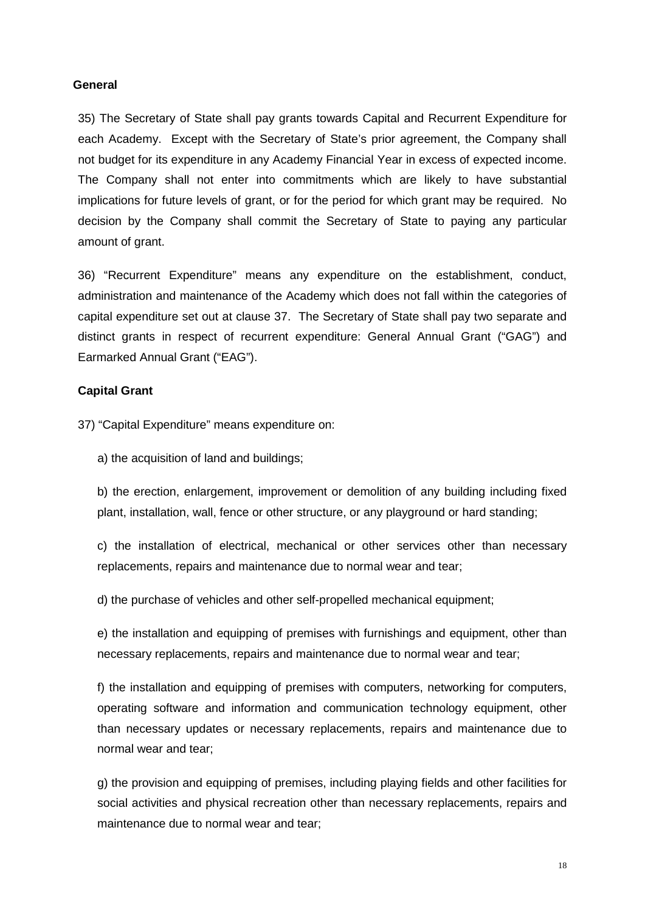**General**

35) The Secretary of State shall pay grants towards Capital and Recurrent Expenditure for each Academy. Except with the Secretary of State's prior agreement, the Company shall not budget for its expenditure in any Academy Financial Year in excess of expected income. The Company shall not enter into commitments which are likely to have substantial implications for future levels of grant, or for the period for which grant may be required. No decision by the Company shall commit the Secretary of State to paying any particular amount of grant.

36) "Recurrent Expenditure" means any expenditure on the establishment, conduct, administration and maintenance of the Academy which does not fall within the categories of capital expenditure set out at clause 37. The Secretary of State shall pay two separate and distinct grants in respect of recurrent expenditure: General Annual Grant ("GAG") and Earmarked Annual Grant ("EAG").

**Capital Grant**

37) "Capital Expenditure" means expenditure on:

a) the acquisition of land and buildings;

b) the erection, enlargement, improvement or demolition of any building including fixed plant, installation, wall, fence or other structure, or any playground or hard standing;

c) the installation of electrical, mechanical or other services other than necessary replacements, repairs and maintenance due to normal wear and tear;

d) the purchase of vehicles and other self-propelled mechanical equipment;

e) the installation and equipping of premises with furnishings and equipment, other than necessary replacements, repairs and maintenance due to normal wear and tear;

f) the installation and equipping of premises with computers, networking for computers, operating software and information and communication technology equipment, other than necessary updates or necessary replacements, repairs and maintenance due to normal wear and tear;

g) the provision and equipping of premises, including playing fields and other facilities for social activities and physical recreation other than necessary replacements, repairs and maintenance due to normal wear and tear;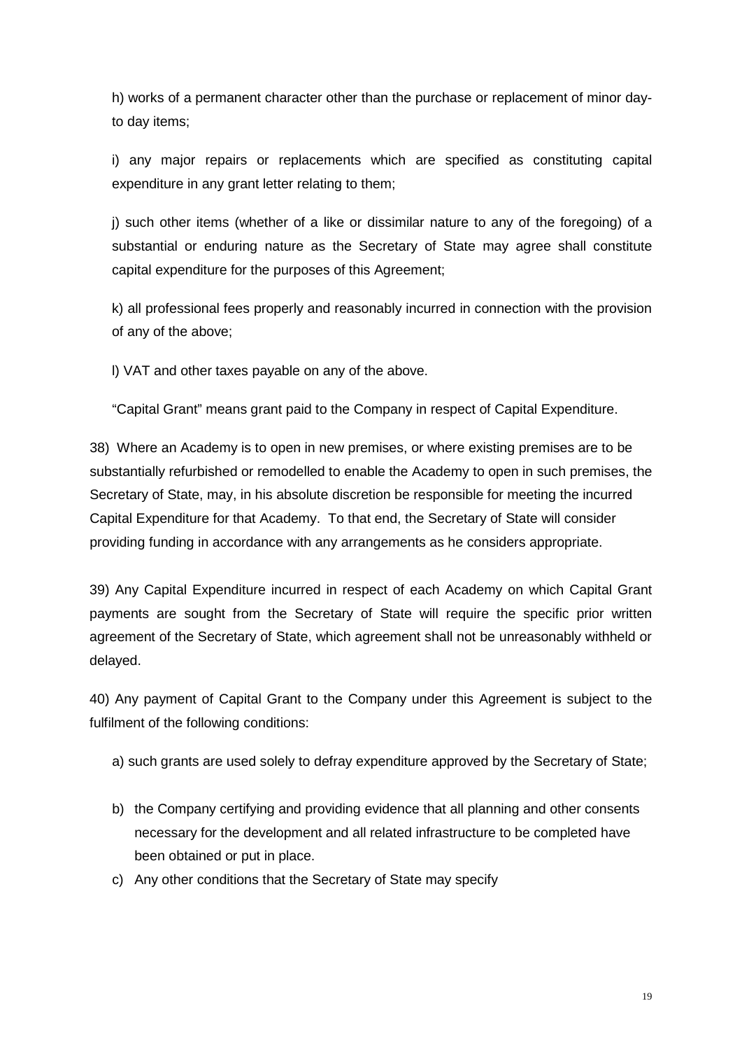h) works of a permanent character other than the purchase or replacement of minor day-to day items;

i) any major repairs or replacements which are specified as constituting capital expenditure in any grant letter relating to them;

j) such other items (whether of a like or dissimilar nature to any of the foregoing) of a substantial or enduring nature as the Secretary of State may agree shall constitute capital expenditure for the purposes of this Agreement;

k) all professional fees properly and reasonably incurred in connection with the provision of any of the above;

l) VAT and other taxes payable on any of the above.

"Capital Grant" means grant paid to the Company in respect of Capital Expenditure.

38) Where an Academy is to open in new premises, or where existing premises are to be substantially refurbished or remodelled to enable the Academy to open in such premises, the Secretary of State, may, in his absolute discretion be responsible for meeting the incurred Capital Expenditure for that Academy. To that end, the Secretary of State will consider providing funding in accordance with any arrangements as he considers appropriate.

39) Any Capital Expenditure incurred in respect of each Academy on which Capital Grant payments are sought from the Secretary of State will require the specific prior written agreement of the Secretary of State, which agreement shall not be unreasonably withheld or delayed.

40) Any payment of Capital Grant to the Company under this Agreement is subject to the fulfilment of the following conditions:

a) such grants are used solely to defray expenditure approved by the Secretary of State;

b) the Company certifying and providing evidence that all planning and other consents necessary for the development and all related infrastructure to be completed have been obtained or put in place.

c) Any other conditions that the Secretary of State may specify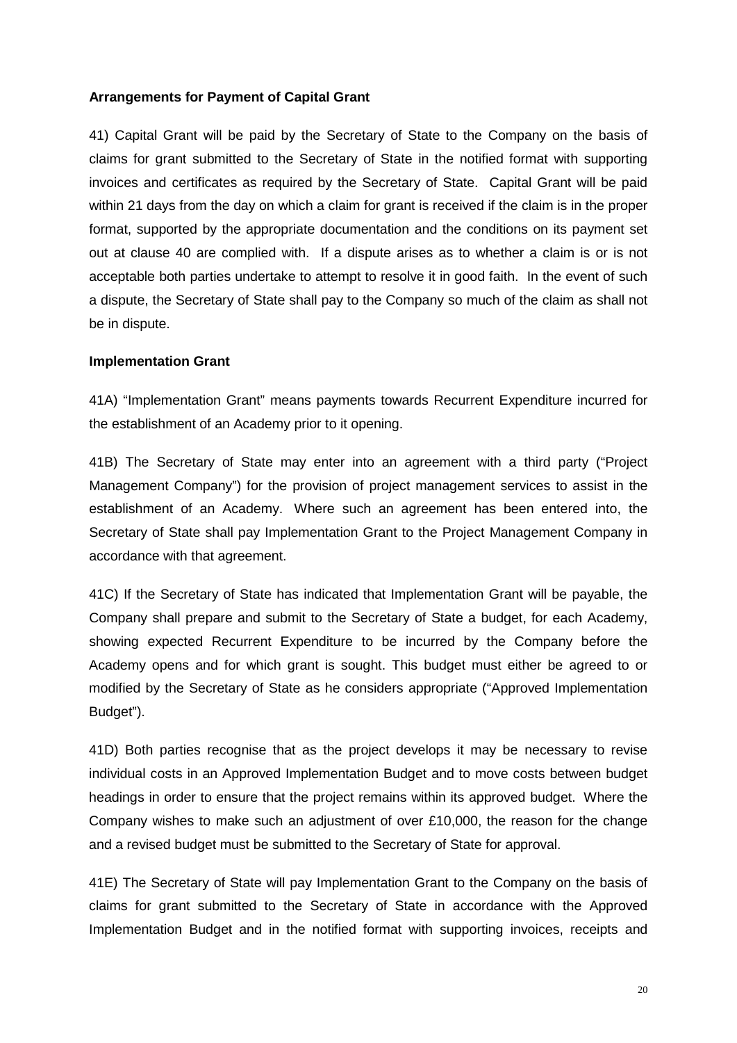**Arrangements for Payment of Capital Grant**

41) Capital Grant will be paid by the Secretary of State to the Company on the basis of claims for grant submitted to the Secretary of State in the notified format with supporting invoices and certificates as required by the Secretary of State. Capital Grant will be paid within 21 days from the day on which a claim for grant is received if the claim is in the proper format, supported by the appropriate documentation and the conditions on its payment set out at clause 40 are complied with. If a dispute arises as to whether a claim is or is not acceptable both parties undertake to attempt to resolve it in good faith. In the event of such a dispute, the Secretary of State shall pay to the Company so much of the claim as shall not be in dispute.

**Implementation Grant**

41A) “Implementation Grant” means payments towards Recurrent Expenditure incurred for the establishment of an Academy prior to it opening.

41B) The Secretary of State may enter into an agreement with a third party (“Project Management Company”) for the provision of project management services to assist in the establishment of an Academy. Where such an agreement has been entered into, the Secretary of State shall pay Implementation Grant to the Project Management Company in accordance with that agreement.

41C) If the Secretary of State has indicated that Implementation Grant will be payable, the Company shall prepare and submit to the Secretary of State a budget, for each Academy, showing expected Recurrent Expenditure to be incurred by the Company before the Academy opens and for which grant is sought. This budget must either be agreed to or modified by the Secretary of State as he considers appropriate (“Approved Implementation Budget”).

41D) Both parties recognise that as the project develops it may be necessary to revise individual costs in an Approved Implementation Budget and to move costs between budget headings in order to ensure that the project remains within its approved budget. Where the Company wishes to make such an adjustment of over £10,000, the reason for the change and a revised budget must be submitted to the Secretary of State for approval.

41E) The Secretary of State will pay Implementation Grant to the Company on the basis of claims for grant submitted to the Secretary of State in accordance with the Approved Implementation Budget and in the notified format with supporting invoices, receipts and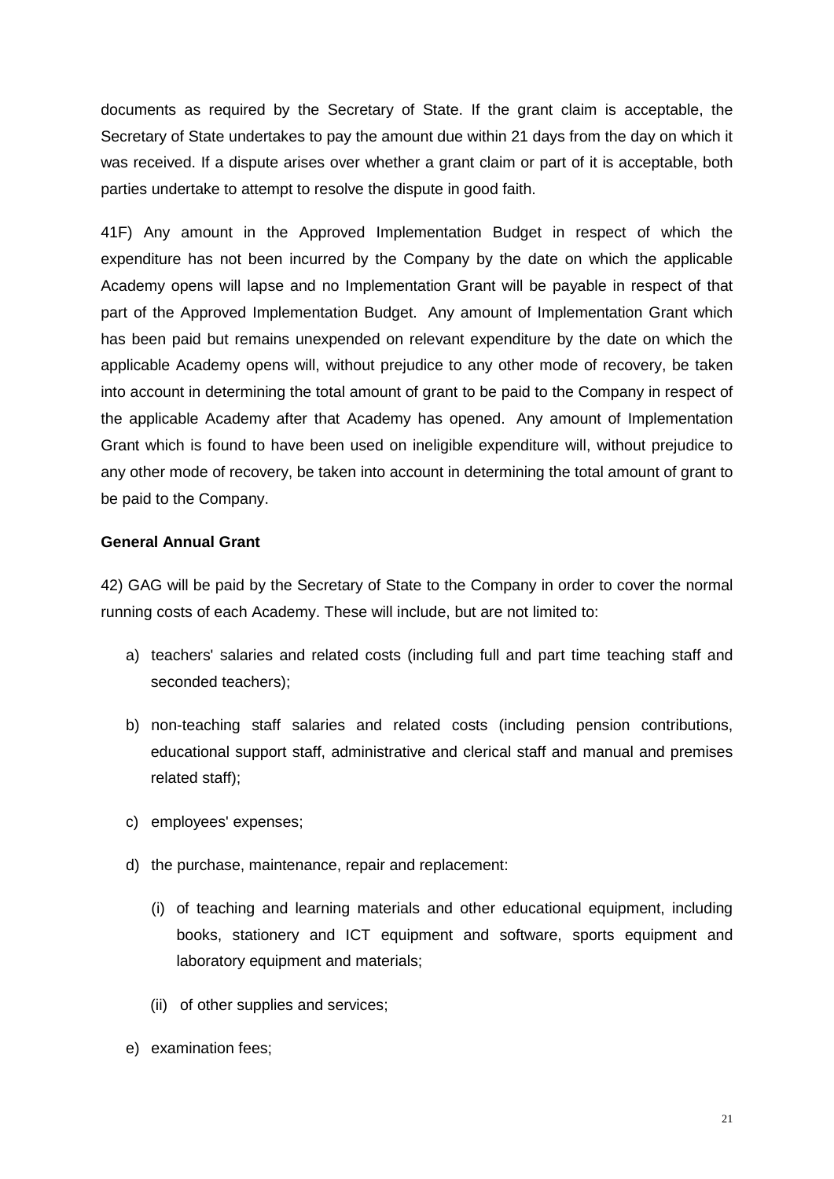documents as required by the Secretary of State. If the grant claim is acceptable, the Secretary of State undertakes to pay the amount due within 21 days from the day on which it was received. If a dispute arises over whether a grant claim or part of it is acceptable, both parties undertake to attempt to resolve the dispute in good faith.

41F) Any amount in the Approved Implementation Budget in respect of which the expenditure has not been incurred by the Company by the date on which the applicable Academy opens will lapse and no Implementation Grant will be payable in respect of that part of the Approved Implementation Budget. Any amount of Implementation Grant which has been paid but remains unexpended on relevant expenditure by the date on which the applicable Academy opens will, without prejudice to any other mode of recovery, be taken into account in determining the total amount of grant to be paid to the Company in respect of the applicable Academy after that Academy has opened. Any amount of Implementation Grant which is found to have been used on ineligible expenditure will, without prejudice to any other mode of recovery, be taken into account in determining the total amount of grant to be paid to the Company.

**General Annual Grant**

42) GAG will be paid by the Secretary of State to the Company in order to cover the normal running costs of each Academy. These will include, but are not limited to:

a) teachers' salaries and related costs (including full and part time teaching staff and seconded teachers);

b) non-teaching staff salaries and related costs (including pension contributions, educational support staff, administrative and clerical staff and manual and premises related staff);

c) employees' expenses;

d) the purchase, maintenance, repair and replacement:

   (i) of teaching and learning materials and other educational equipment, including books, stationery and ICT equipment and software, sports equipment and laboratory equipment and materials;

   (ii) of other supplies and services;

e) examination fees;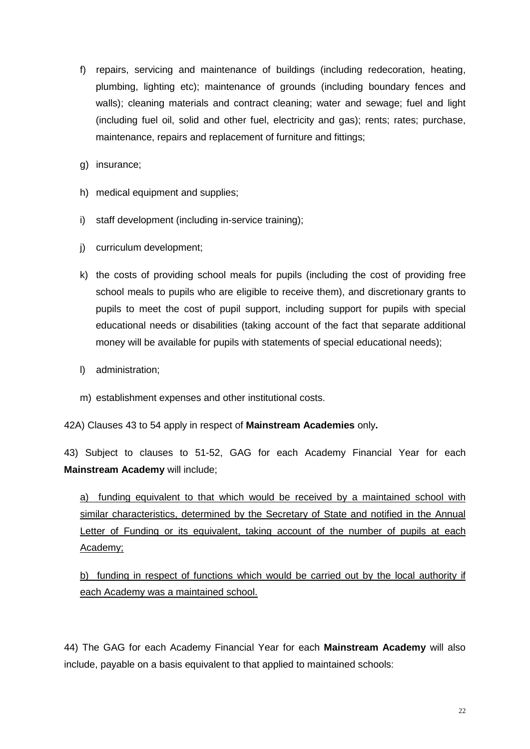f) repairs, servicing and maintenance of buildings (including redecoration, heating, plumbing, lighting etc); maintenance of grounds (including boundary fences and walls); cleaning materials and contract cleaning; water and sewage; fuel and light (including fuel oil, solid and other fuel, electricity and gas); rents; rates; purchase, maintenance, repairs and replacement of furniture and fittings;

g) insurance;

h) medical equipment and supplies;

i) staff development (including in-service training);

j) curriculum development;

k) the costs of providing school meals for pupils (including the cost of providing free school meals to pupils who are eligible to receive them), and discretionary grants to pupils to meet the cost of pupil support, including support for pupils with special educational needs or disabilities (taking account of the fact that separate additional money will be available for pupils with statements of special educational needs);

l) administration;

m) establishment expenses and other institutional costs.

42A) Clauses 43 to 54 apply in respect of **Mainstream Academies** only**.**

43) Subject to clauses to 51-52, GAG for each Academy Financial Year for each **Mainstream Academy** will include;

<u>a) funding equivalent to that which would be received by a maintained school with similar characteristics, determined by the Secretary of State and notified in the Annual Letter of Funding or its equivalent, taking account of the number of pupils at each Academy;</u>

<u>b) funding in respect of functions which would be carried out by the local authority if each Academy was a maintained school.</u>

44) The GAG for each Academy Financial Year for each **Mainstream Academy** will also include, payable on a basis equivalent to that applied to maintained schools: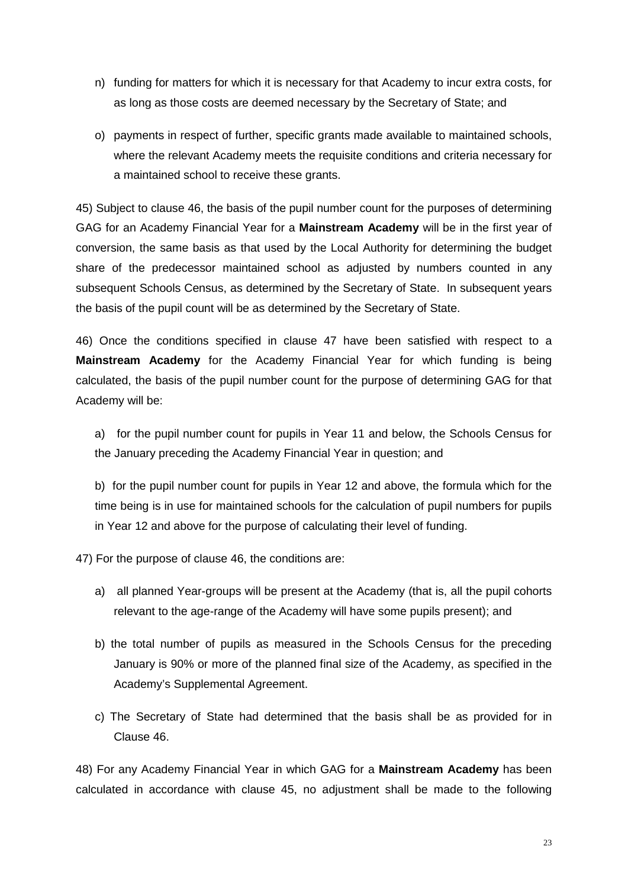n) funding for matters for which it is necessary for that Academy to incur extra costs, for as long as those costs are deemed necessary by the Secretary of State; and

o) payments in respect of further, specific grants made available to maintained schools, where the relevant Academy meets the requisite conditions and criteria necessary for a maintained school to receive these grants.

45) Subject to clause 46, the basis of the pupil number count for the purposes of determining GAG for an Academy Financial Year for a **Mainstream Academy** will be in the first year of conversion, the same basis as that used by the Local Authority for determining the budget share of the predecessor maintained school as adjusted by numbers counted in any subsequent Schools Census, as determined by the Secretary of State. In subsequent years the basis of the pupil count will be as determined by the Secretary of State.

46) Once the conditions specified in clause 47 have been satisfied with respect to a **Mainstream Academy** for the Academy Financial Year for which funding is being calculated, the basis of the pupil number count for the purpose of determining GAG for that Academy will be:

a) for the pupil number count for pupils in Year 11 and below, the Schools Census for the January preceding the Academy Financial Year in question; and

b) for the pupil number count for pupils in Year 12 and above, the formula which for the time being is in use for maintained schools for the calculation of pupil numbers for pupils in Year 12 and above for the purpose of calculating their level of funding.

47) For the purpose of clause 46, the conditions are:

a) all planned Year-groups will be present at the Academy (that is, all the pupil cohorts relevant to the age-range of the Academy will have some pupils present); and

b) the total number of pupils as measured in the Schools Census for the preceding January is 90% or more of the planned final size of the Academy, as specified in the Academy's Supplemental Agreement.

c) The Secretary of State had determined that the basis shall be as provided for in Clause 46.

48) For any Academy Financial Year in which GAG for a **Mainstream Academy** has been calculated in accordance with clause 45, no adjustment shall be made to the following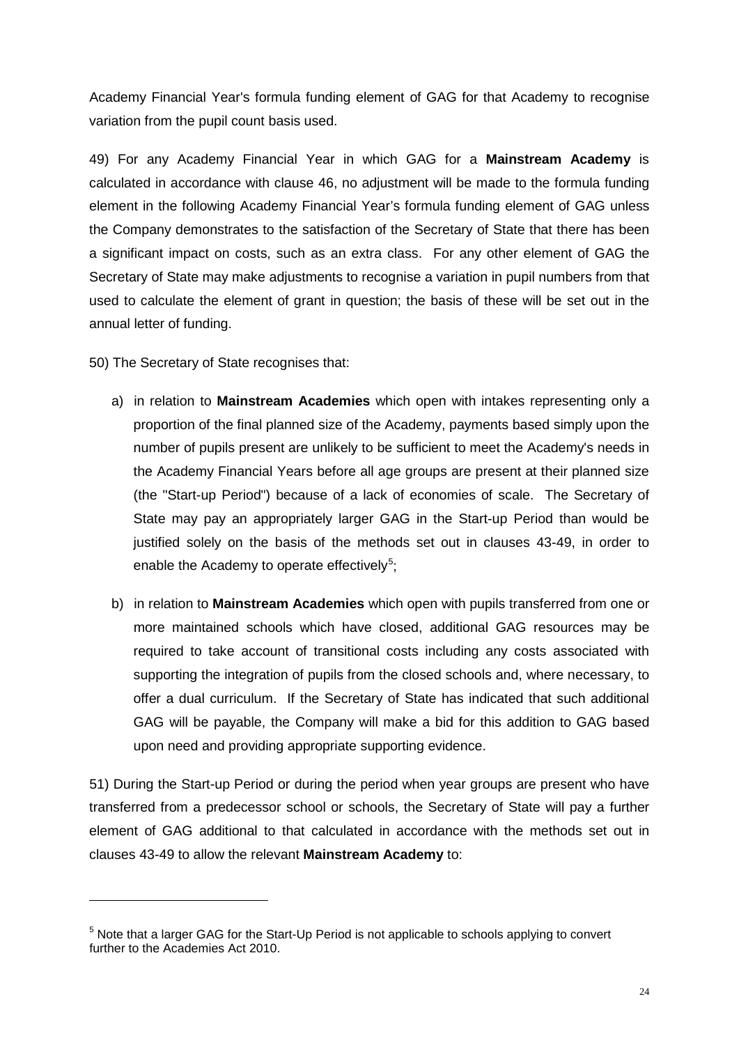Academy Financial Year's formula funding element of GAG for that Academy to recognise variation from the pupil count basis used.

49) For any Academy Financial Year in which GAG for a **Mainstream Academy** is calculated in accordance with clause 46, no adjustment will be made to the formula funding element in the following Academy Financial Year's formula funding element of GAG unless the Company demonstrates to the satisfaction of the Secretary of State that there has been a significant impact on costs, such as an extra class. For any other element of GAG the Secretary of State may make adjustments to recognise a variation in pupil numbers from that used to calculate the element of grant in question; the basis of these will be set out in the annual letter of funding.

50) The Secretary of State recognises that:

a) in relation to **Mainstream Academies** which open with intakes representing only a proportion of the final planned size of the Academy, payments based simply upon the number of pupils present are unlikely to be sufficient to meet the Academy's needs in the Academy Financial Years before all age groups are present at their planned size (the "Start-up Period") because of a lack of economies of scale. The Secretary of State may pay an appropriately larger GAG in the Start-up Period than would be justified solely on the basis of the methods set out in clauses 43-49, in order to enable the Academy to operate effectively[5];

b) in relation to **Mainstream Academies** which open with pupils transferred from one or more maintained schools which have closed, additional GAG resources may be required to take account of transitional costs including any costs associated with supporting the integration of pupils from the closed schools and, where necessary, to offer a dual curriculum. If the Secretary of State has indicated that such additional GAG will be payable, the Company will make a bid for this addition to GAG based upon need and providing appropriate supporting evidence.

51) During the Start-up Period or during the period when year groups are present who have transferred from a predecessor school or schools, the Secretary of State will pay a further element of GAG additional to that calculated in accordance with the methods set out in clauses 43-49 to allow the relevant **Mainstream Academy** to:

[5] Note that a larger GAG for the Start-Up Period is not applicable to schools applying to convert further to the Academies Act 2010.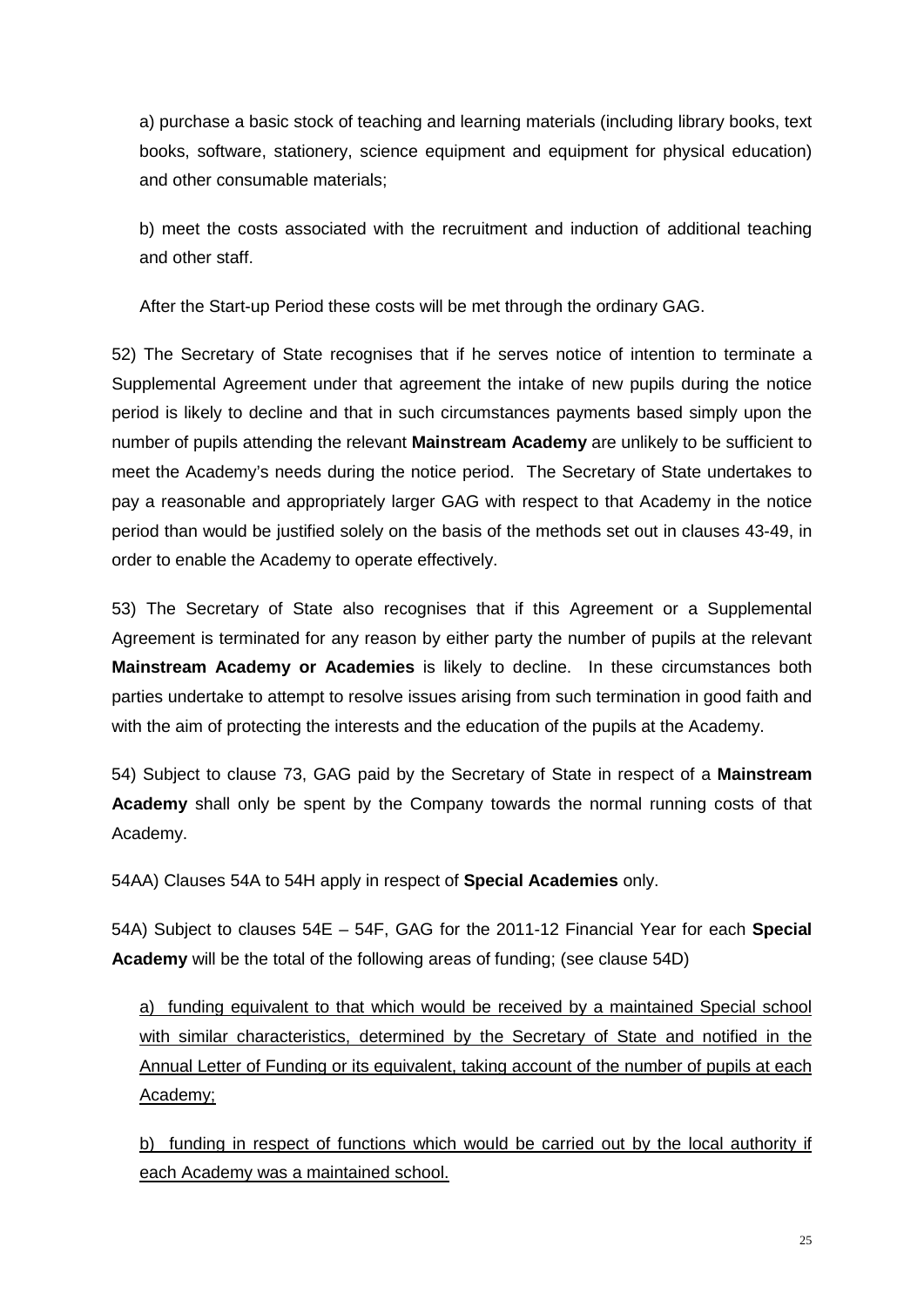a) purchase a basic stock of teaching and learning materials (including library books, text books, software, stationery, science equipment and equipment for physical education) and other consumable materials;

b) meet the costs associated with the recruitment and induction of additional teaching and other staff.

After the Start-up Period these costs will be met through the ordinary GAG.

52) The Secretary of State recognises that if he serves notice of intention to terminate a Supplemental Agreement under that agreement the intake of new pupils during the notice period is likely to decline and that in such circumstances payments based simply upon the number of pupils attending the relevant **Mainstream Academy** are unlikely to be sufficient to meet the Academy's needs during the notice period. The Secretary of State undertakes to pay a reasonable and appropriately larger GAG with respect to that Academy in the notice period than would be justified solely on the basis of the methods set out in clauses 43-49, in order to enable the Academy to operate effectively.

53) The Secretary of State also recognises that if this Agreement or a Supplemental Agreement is terminated for any reason by either party the number of pupils at the relevant **Mainstream Academy or Academies** is likely to decline. In these circumstances both parties undertake to attempt to resolve issues arising from such termination in good faith and with the aim of protecting the interests and the education of the pupils at the Academy.

54) Subject to clause 73, GAG paid by the Secretary of State in respect of a **Mainstream Academy** shall only be spent by the Company towards the normal running costs of that Academy.

54AA) Clauses 54A to 54H apply in respect of **Special Academies** only.

54A) Subject to clauses 54E – 54F, GAG for the 2011-12 Financial Year for each **Special Academy** will be the total of the following areas of funding; (see clause 54D)

<u>a) funding equivalent to that which would be received by a maintained Special school with similar characteristics, determined by the Secretary of State and notified in the Annual Letter of Funding or its equivalent, taking account of the number of pupils at each Academy;</u>

<u>b) funding in respect of functions which would be carried out by the local authority if each Academy was a maintained school.</u>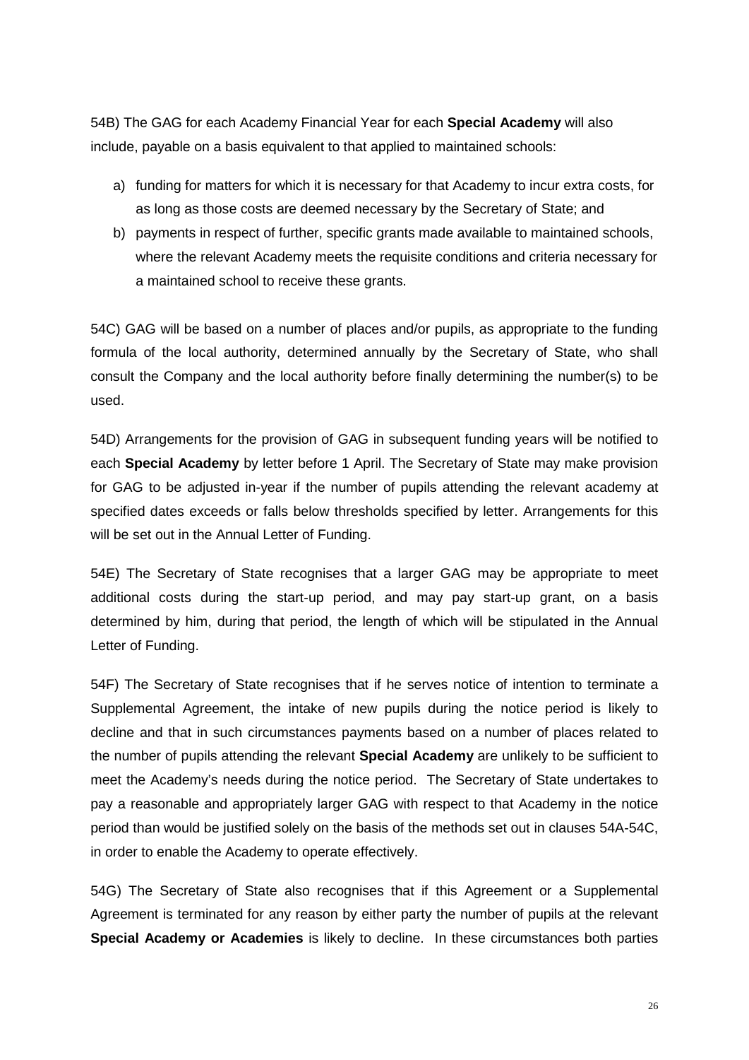54B) The GAG for each Academy Financial Year for each **Special Academy** will also include, payable on a basis equivalent to that applied to maintained schools:

a) funding for matters for which it is necessary for that Academy to incur extra costs, for as long as those costs are deemed necessary by the Secretary of State; and
b) payments in respect of further, specific grants made available to maintained schools, where the relevant Academy meets the requisite conditions and criteria necessary for a maintained school to receive these grants.

54C) GAG will be based on a number of places and/or pupils, as appropriate to the funding formula of the local authority, determined annually by the Secretary of State, who shall consult the Company and the local authority before finally determining the number(s) to be used.

54D) Arrangements for the provision of GAG in subsequent funding years will be notified to each **Special Academy** by letter before 1 April. The Secretary of State may make provision for GAG to be adjusted in-year if the number of pupils attending the relevant academy at specified dates exceeds or falls below thresholds specified by letter. Arrangements for this will be set out in the Annual Letter of Funding.

54E) The Secretary of State recognises that a larger GAG may be appropriate to meet additional costs during the start-up period, and may pay start-up grant, on a basis determined by him, during that period, the length of which will be stipulated in the Annual Letter of Funding.

54F) The Secretary of State recognises that if he serves notice of intention to terminate a Supplemental Agreement, the intake of new pupils during the notice period is likely to decline and that in such circumstances payments based on a number of places related to the number of pupils attending the relevant **Special Academy** are unlikely to be sufficient to meet the Academy's needs during the notice period. The Secretary of State undertakes to pay a reasonable and appropriately larger GAG with respect to that Academy in the notice period than would be justified solely on the basis of the methods set out in clauses 54A-54C, in order to enable the Academy to operate effectively.

54G) The Secretary of State also recognises that if this Agreement or a Supplemental Agreement is terminated for any reason by either party the number of pupils at the relevant **Special Academy or Academies** is likely to decline. In these circumstances both parties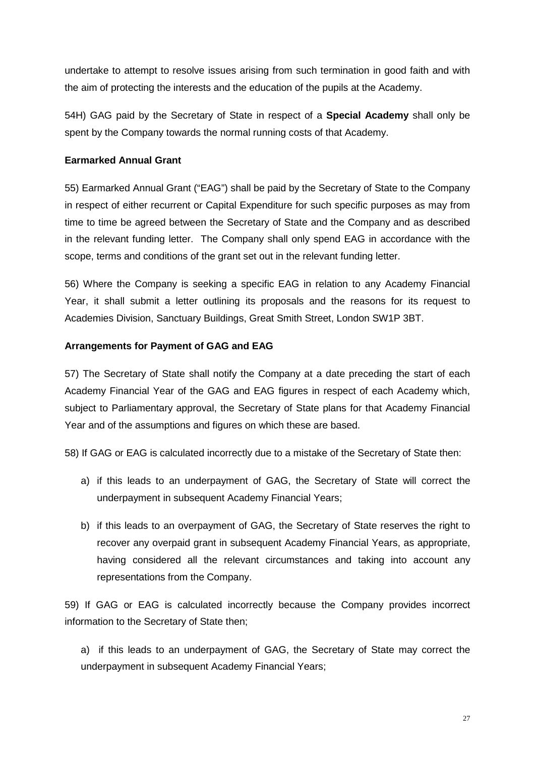undertake to attempt to resolve issues arising from such termination in good faith and with the aim of protecting the interests and the education of the pupils at the Academy.

54H) GAG paid by the Secretary of State in respect of a **Special Academy** shall only be spent by the Company towards the normal running costs of that Academy.

**Earmarked Annual Grant**

55) Earmarked Annual Grant ("EAG") shall be paid by the Secretary of State to the Company in respect of either recurrent or Capital Expenditure for such specific purposes as may from time to time be agreed between the Secretary of State and the Company and as described in the relevant funding letter. The Company shall only spend EAG in accordance with the scope, terms and conditions of the grant set out in the relevant funding letter.

56) Where the Company is seeking a specific EAG in relation to any Academy Financial Year, it shall submit a letter outlining its proposals and the reasons for its request to Academies Division, Sanctuary Buildings, Great Smith Street, London SW1P 3BT.

**Arrangements for Payment of GAG and EAG**

57) The Secretary of State shall notify the Company at a date preceding the start of each Academy Financial Year of the GAG and EAG figures in respect of each Academy which, subject to Parliamentary approval, the Secretary of State plans for that Academy Financial Year and of the assumptions and figures on which these are based.

58) If GAG or EAG is calculated incorrectly due to a mistake of the Secretary of State then:

a) if this leads to an underpayment of GAG, the Secretary of State will correct the underpayment in subsequent Academy Financial Years;

b) if this leads to an overpayment of GAG, the Secretary of State reserves the right to recover any overpaid grant in subsequent Academy Financial Years, as appropriate, having considered all the relevant circumstances and taking into account any representations from the Company.

59) If GAG or EAG is calculated incorrectly because the Company provides incorrect information to the Secretary of State then;

a) if this leads to an underpayment of GAG, the Secretary of State may correct the underpayment in subsequent Academy Financial Years;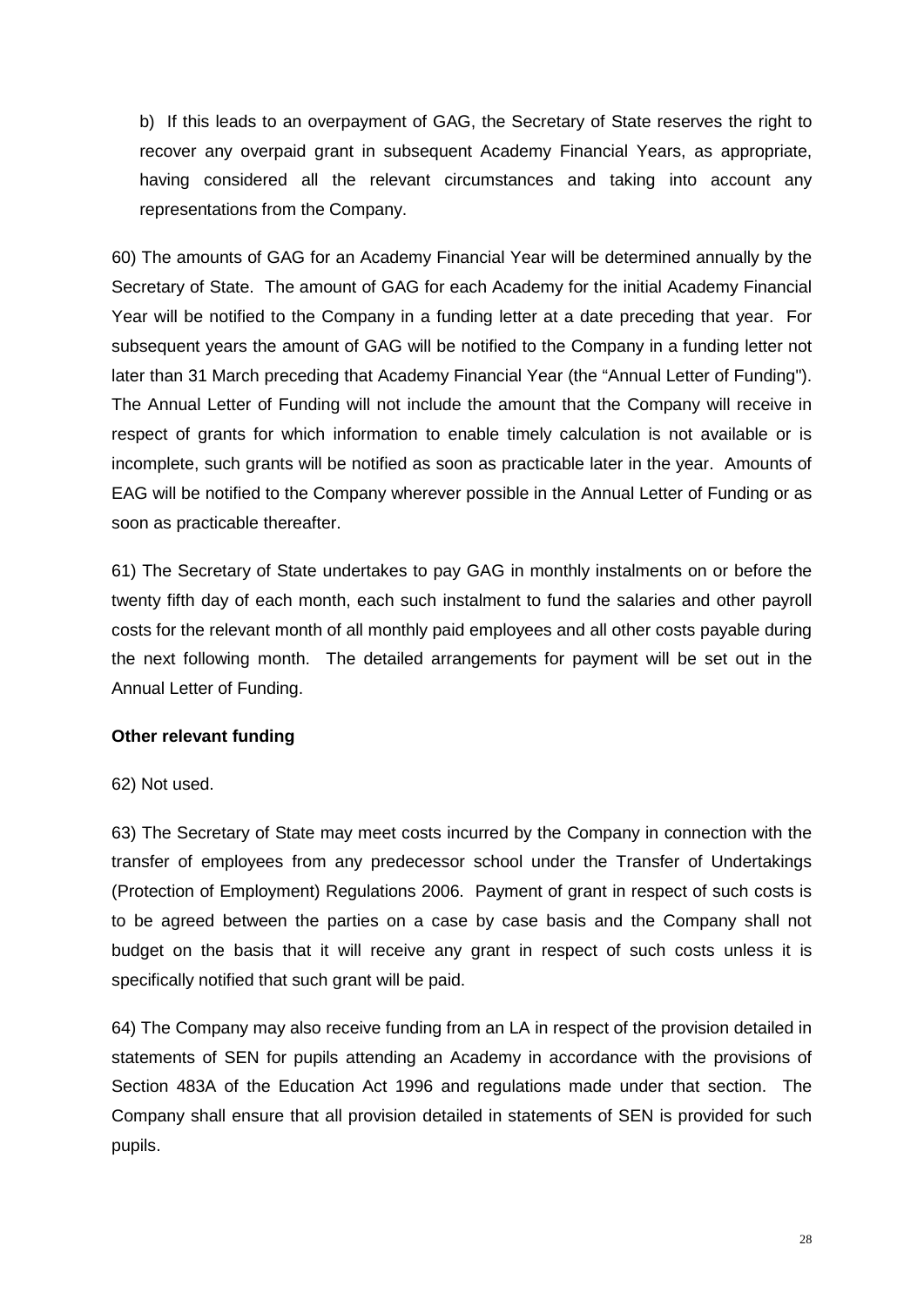b) If this leads to an overpayment of GAG, the Secretary of State reserves the right to recover any overpaid grant in subsequent Academy Financial Years, as appropriate, having considered all the relevant circumstances and taking into account any representations from the Company.

60) The amounts of GAG for an Academy Financial Year will be determined annually by the Secretary of State. The amount of GAG for each Academy for the initial Academy Financial Year will be notified to the Company in a funding letter at a date preceding that year. For subsequent years the amount of GAG will be notified to the Company in a funding letter not later than 31 March preceding that Academy Financial Year (the "Annual Letter of Funding"). The Annual Letter of Funding will not include the amount that the Company will receive in respect of grants for which information to enable timely calculation is not available or is incomplete, such grants will be notified as soon as practicable later in the year. Amounts of EAG will be notified to the Company wherever possible in the Annual Letter of Funding or as soon as practicable thereafter.

61) The Secretary of State undertakes to pay GAG in monthly instalments on or before the twenty fifth day of each month, each such instalment to fund the salaries and other payroll costs for the relevant month of all monthly paid employees and all other costs payable during the next following month. The detailed arrangements for payment will be set out in the Annual Letter of Funding.

**Other relevant funding**

62) Not used.

63) The Secretary of State may meet costs incurred by the Company in connection with the transfer of employees from any predecessor school under the Transfer of Undertakings (Protection of Employment) Regulations 2006. Payment of grant in respect of such costs is to be agreed between the parties on a case by case basis and the Company shall not budget on the basis that it will receive any grant in respect of such costs unless it is specifically notified that such grant will be paid.

64) The Company may also receive funding from an LA in respect of the provision detailed in statements of SEN for pupils attending an Academy in accordance with the provisions of Section 483A of the Education Act 1996 and regulations made under that section. The Company shall ensure that all provision detailed in statements of SEN is provided for such pupils.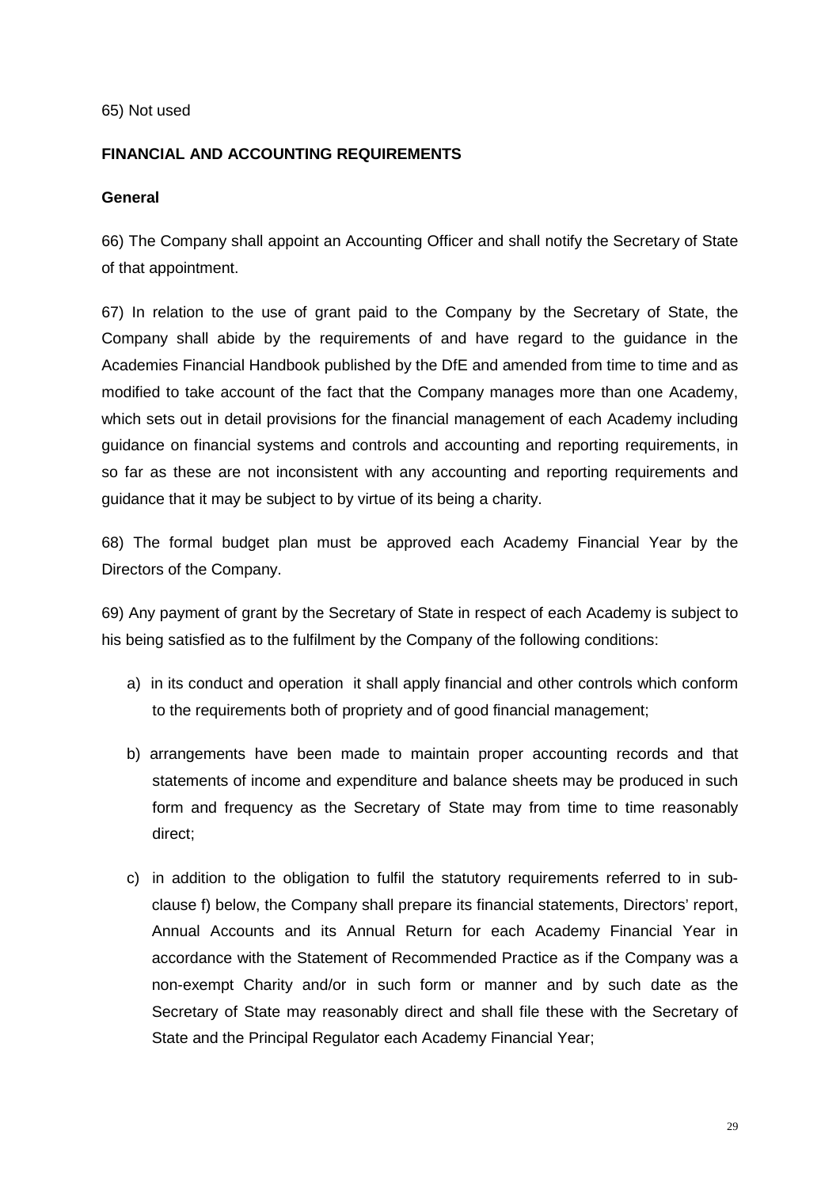65) Not used

**FINANCIAL AND ACCOUNTING REQUIREMENTS**

**General**

66) The Company shall appoint an Accounting Officer and shall notify the Secretary of State of that appointment.

67) In relation to the use of grant paid to the Company by the Secretary of State, the Company shall abide by the requirements of and have regard to the guidance in the Academies Financial Handbook published by the DfE and amended from time to time and as modified to take account of the fact that the Company manages more than one Academy, which sets out in detail provisions for the financial management of each Academy including guidance on financial systems and controls and accounting and reporting requirements, in so far as these are not inconsistent with any accounting and reporting requirements and guidance that it may be subject to by virtue of its being a charity.

68) The formal budget plan must be approved each Academy Financial Year by the Directors of the Company.

69) Any payment of grant by the Secretary of State in respect of each Academy is subject to his being satisfied as to the fulfilment by the Company of the following conditions:

a) in its conduct and operation it shall apply financial and other controls which conform to the requirements both of propriety and of good financial management;

b) arrangements have been made to maintain proper accounting records and that statements of income and expenditure and balance sheets may be produced in such form and frequency as the Secretary of State may from time to time reasonably direct;

c) in addition to the obligation to fulfil the statutory requirements referred to in sub-clause f) below, the Company shall prepare its financial statements, Directors' report, Annual Accounts and its Annual Return for each Academy Financial Year in accordance with the Statement of Recommended Practice as if the Company was a non-exempt Charity and/or in such form or manner and by such date as the Secretary of State may reasonably direct and shall file these with the Secretary of State and the Principal Regulator each Academy Financial Year;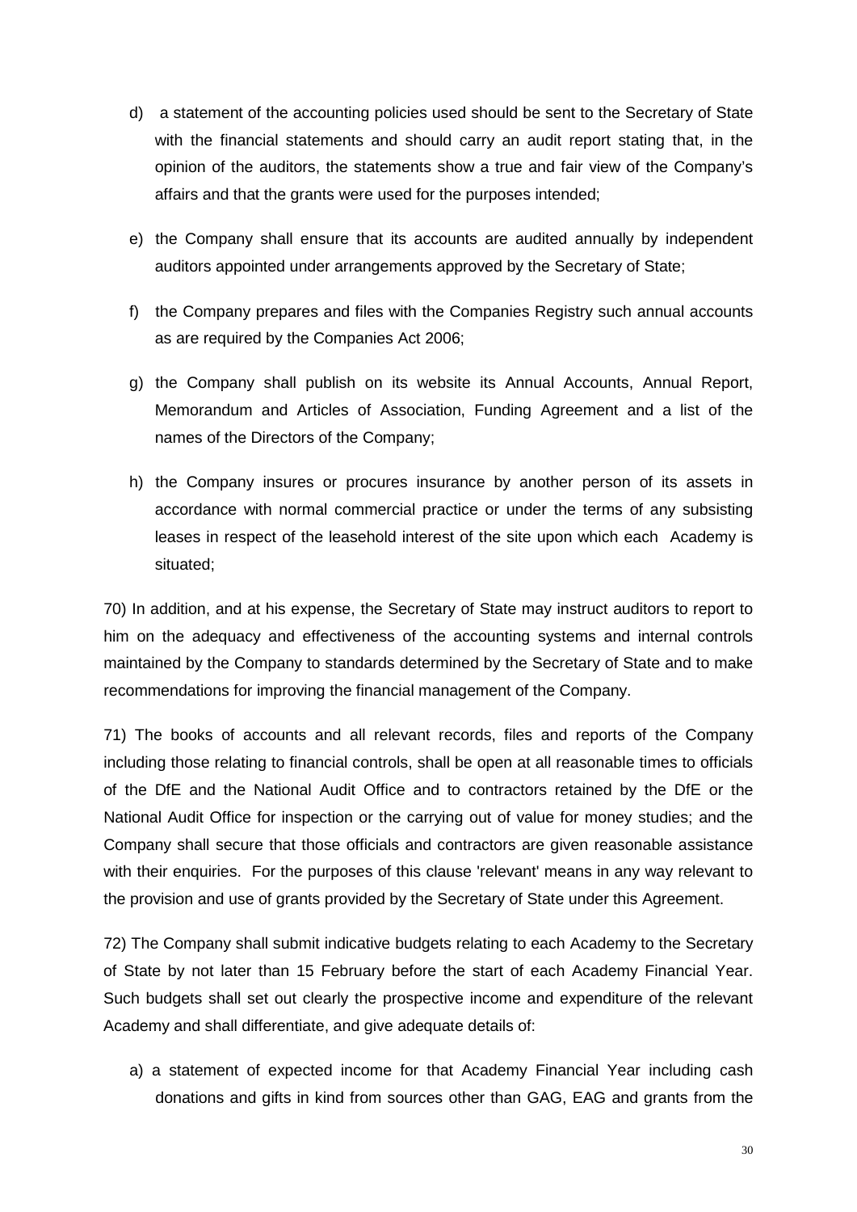d) a statement of the accounting policies used should be sent to the Secretary of State with the financial statements and should carry an audit report stating that, in the opinion of the auditors, the statements show a true and fair view of the Company's affairs and that the grants were used for the purposes intended;

e) the Company shall ensure that its accounts are audited annually by independent auditors appointed under arrangements approved by the Secretary of State;

f) the Company prepares and files with the Companies Registry such annual accounts as are required by the Companies Act 2006;

g) the Company shall publish on its website its Annual Accounts, Annual Report, Memorandum and Articles of Association, Funding Agreement and a list of the names of the Directors of the Company;

h) the Company insures or procures insurance by another person of its assets in accordance with normal commercial practice or under the terms of any subsisting leases in respect of the leasehold interest of the site upon which each Academy is situated;

70) In addition, and at his expense, the Secretary of State may instruct auditors to report to him on the adequacy and effectiveness of the accounting systems and internal controls maintained by the Company to standards determined by the Secretary of State and to make recommendations for improving the financial management of the Company.

71) The books of accounts and all relevant records, files and reports of the Company including those relating to financial controls, shall be open at all reasonable times to officials of the DfE and the National Audit Office and to contractors retained by the DfE or the National Audit Office for inspection or the carrying out of value for money studies; and the Company shall secure that those officials and contractors are given reasonable assistance with their enquiries. For the purposes of this clause 'relevant' means in any way relevant to the provision and use of grants provided by the Secretary of State under this Agreement.

72) The Company shall submit indicative budgets relating to each Academy to the Secretary of State by not later than 15 February before the start of each Academy Financial Year. Such budgets shall set out clearly the prospective income and expenditure of the relevant Academy and shall differentiate, and give adequate details of:

a) a statement of expected income for that Academy Financial Year including cash donations and gifts in kind from sources other than GAG, EAG and grants from the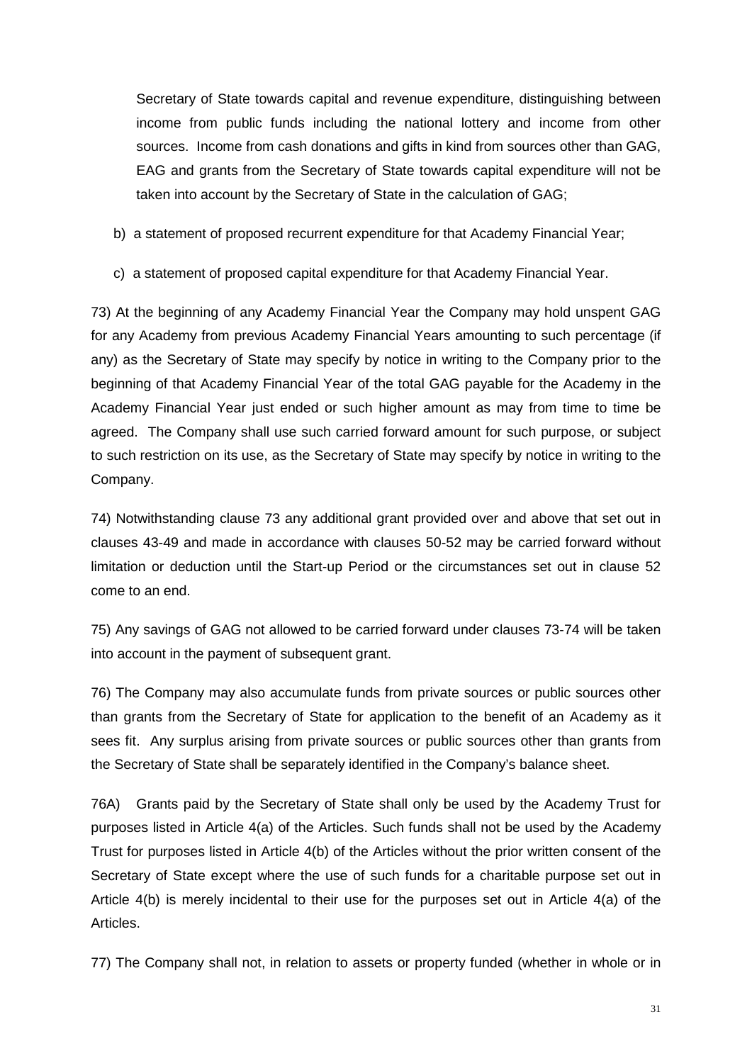Secretary of State towards capital and revenue expenditure, distinguishing between income from public funds including the national lottery and income from other sources. Income from cash donations and gifts in kind from sources other than GAG, EAG and grants from the Secretary of State towards capital expenditure will not be taken into account by the Secretary of State in the calculation of GAG;

b) a statement of proposed recurrent expenditure for that Academy Financial Year;

c) a statement of proposed capital expenditure for that Academy Financial Year.

73) At the beginning of any Academy Financial Year the Company may hold unspent GAG for any Academy from previous Academy Financial Years amounting to such percentage (if any) as the Secretary of State may specify by notice in writing to the Company prior to the beginning of that Academy Financial Year of the total GAG payable for the Academy in the Academy Financial Year just ended or such higher amount as may from time to time be agreed. The Company shall use such carried forward amount for such purpose, or subject to such restriction on its use, as the Secretary of State may specify by notice in writing to the Company.

74) Notwithstanding clause 73 any additional grant provided over and above that set out in clauses 43-49 and made in accordance with clauses 50-52 may be carried forward without limitation or deduction until the Start-up Period or the circumstances set out in clause 52 come to an end.

75) Any savings of GAG not allowed to be carried forward under clauses 73-74 will be taken into account in the payment of subsequent grant.

76) The Company may also accumulate funds from private sources or public sources other than grants from the Secretary of State for application to the benefit of an Academy as it sees fit. Any surplus arising from private sources or public sources other than grants from the Secretary of State shall be separately identified in the Company's balance sheet.

76A) Grants paid by the Secretary of State shall only be used by the Academy Trust for purposes listed in Article 4(a) of the Articles. Such funds shall not be used by the Academy Trust for purposes listed in Article 4(b) of the Articles without the prior written consent of the Secretary of State except where the use of such funds for a charitable purpose set out in Article 4(b) is merely incidental to their use for the purposes set out in Article 4(a) of the Articles.

77) The Company shall not, in relation to assets or property funded (whether in whole or in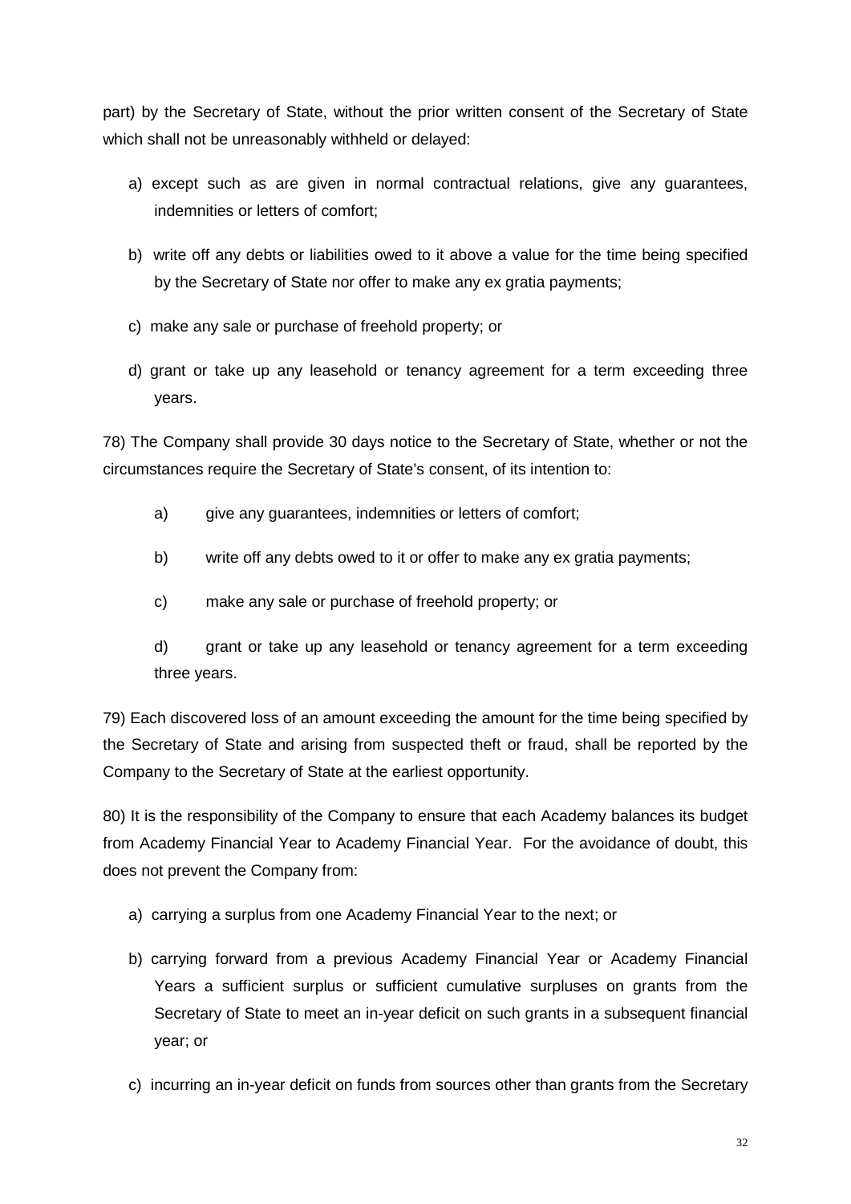part) by the Secretary of State, without the prior written consent of the Secretary of State which shall not be unreasonably withheld or delayed:

a) except such as are given in normal contractual relations, give any guarantees, indemnities or letters of comfort;

b) write off any debts or liabilities owed to it above a value for the time being specified by the Secretary of State nor offer to make any ex gratia payments;

c) make any sale or purchase of freehold property; or

d) grant or take up any leasehold or tenancy agreement for a term exceeding three years.

78) The Company shall provide 30 days notice to the Secretary of State, whether or not the circumstances require the Secretary of State's consent, of its intention to:

a) give any guarantees, indemnities or letters of comfort;

b) write off any debts owed to it or offer to make any ex gratia payments;

c) make any sale or purchase of freehold property; or

d) grant or take up any leasehold or tenancy agreement for a term exceeding three years.

79) Each discovered loss of an amount exceeding the amount for the time being specified by the Secretary of State and arising from suspected theft or fraud, shall be reported by the Company to the Secretary of State at the earliest opportunity.

80) It is the responsibility of the Company to ensure that each Academy balances its budget from Academy Financial Year to Academy Financial Year. For the avoidance of doubt, this does not prevent the Company from:

a) carrying a surplus from one Academy Financial Year to the next; or

b) carrying forward from a previous Academy Financial Year or Academy Financial Years a sufficient surplus or sufficient cumulative surpluses on grants from the Secretary of State to meet an in-year deficit on such grants in a subsequent financial year; or

c) incurring an in-year deficit on funds from sources other than grants from the Secretary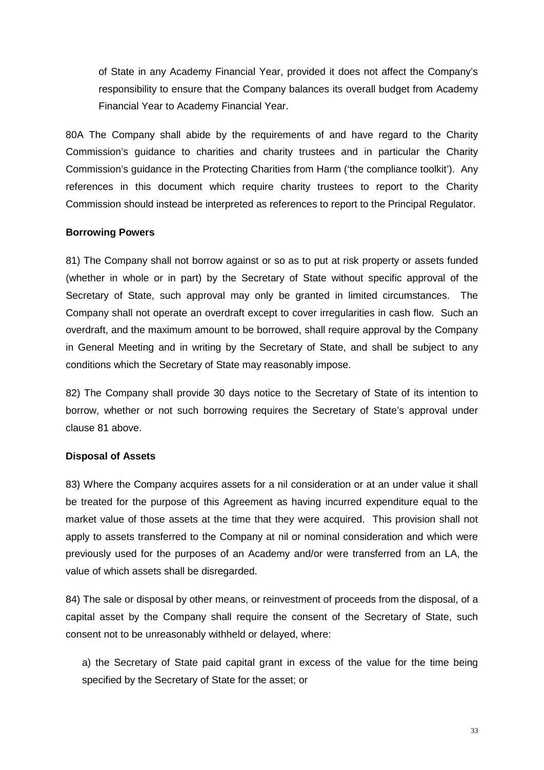of State in any Academy Financial Year, provided it does not affect the Company's responsibility to ensure that the Company balances its overall budget from Academy Financial Year to Academy Financial Year.

80A The Company shall abide by the requirements of and have regard to the Charity Commission's guidance to charities and charity trustees and in particular the Charity Commission's guidance in the Protecting Charities from Harm ('the compliance toolkit'). Any references in this document which require charity trustees to report to the Charity Commission should instead be interpreted as references to report to the Principal Regulator.

**Borrowing Powers**

81) The Company shall not borrow against or so as to put at risk property or assets funded (whether in whole or in part) by the Secretary of State without specific approval of the Secretary of State, such approval may only be granted in limited circumstances. The Company shall not operate an overdraft except to cover irregularities in cash flow. Such an overdraft, and the maximum amount to be borrowed, shall require approval by the Company in General Meeting and in writing by the Secretary of State, and shall be subject to any conditions which the Secretary of State may reasonably impose.

82) The Company shall provide 30 days notice to the Secretary of State of its intention to borrow, whether or not such borrowing requires the Secretary of State's approval under clause 81 above.

**Disposal of Assets**

83) Where the Company acquires assets for a nil consideration or at an under value it shall be treated for the purpose of this Agreement as having incurred expenditure equal to the market value of those assets at the time that they were acquired. This provision shall not apply to assets transferred to the Company at nil or nominal consideration and which were previously used for the purposes of an Academy and/or were transferred from an LA, the value of which assets shall be disregarded.

84) The sale or disposal by other means, or reinvestment of proceeds from the disposal, of a capital asset by the Company shall require the consent of the Secretary of State, such consent not to be unreasonably withheld or delayed, where:

a) the Secretary of State paid capital grant in excess of the value for the time being specified by the Secretary of State for the asset; or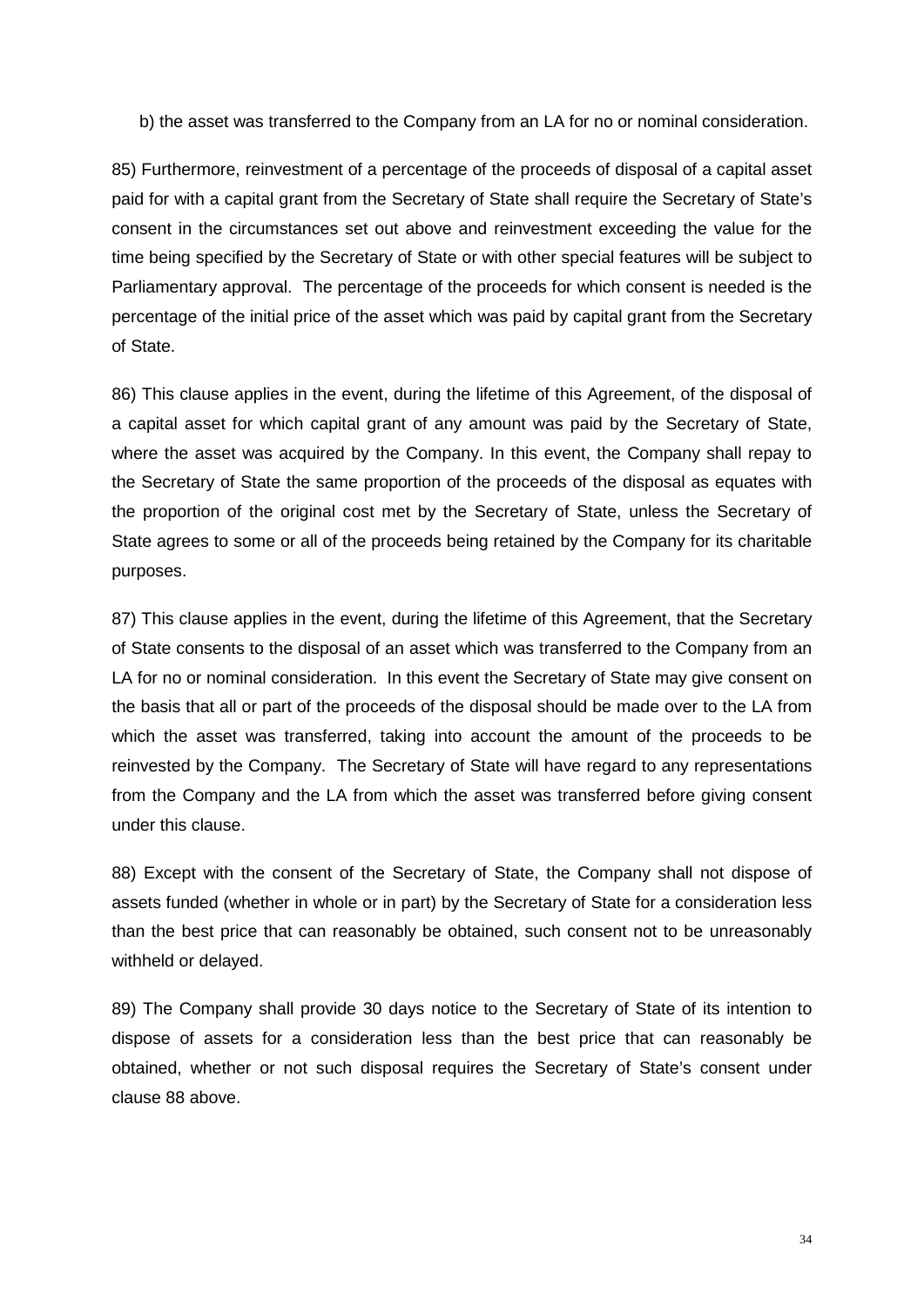b) the asset was transferred to the Company from an LA for no or nominal consideration.

85) Furthermore, reinvestment of a percentage of the proceeds of disposal of a capital asset paid for with a capital grant from the Secretary of State shall require the Secretary of State's consent in the circumstances set out above and reinvestment exceeding the value for the time being specified by the Secretary of State or with other special features will be subject to Parliamentary approval. The percentage of the proceeds for which consent is needed is the percentage of the initial price of the asset which was paid by capital grant from the Secretary of State.

86) This clause applies in the event, during the lifetime of this Agreement, of the disposal of a capital asset for which capital grant of any amount was paid by the Secretary of State, where the asset was acquired by the Company. In this event, the Company shall repay to the Secretary of State the same proportion of the proceeds of the disposal as equates with the proportion of the original cost met by the Secretary of State, unless the Secretary of State agrees to some or all of the proceeds being retained by the Company for its charitable purposes.

87) This clause applies in the event, during the lifetime of this Agreement, that the Secretary of State consents to the disposal of an asset which was transferred to the Company from an LA for no or nominal consideration. In this event the Secretary of State may give consent on the basis that all or part of the proceeds of the disposal should be made over to the LA from which the asset was transferred, taking into account the amount of the proceeds to be reinvested by the Company. The Secretary of State will have regard to any representations from the Company and the LA from which the asset was transferred before giving consent under this clause.

88) Except with the consent of the Secretary of State, the Company shall not dispose of assets funded (whether in whole or in part) by the Secretary of State for a consideration less than the best price that can reasonably be obtained, such consent not to be unreasonably withheld or delayed.

89) The Company shall provide 30 days notice to the Secretary of State of its intention to dispose of assets for a consideration less than the best price that can reasonably be obtained, whether or not such disposal requires the Secretary of State's consent under clause 88 above.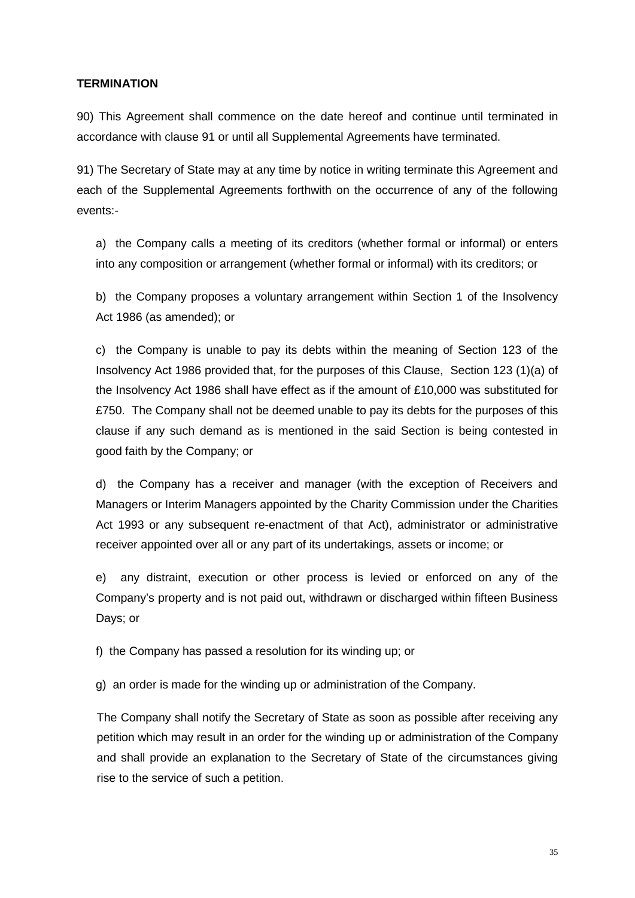**TERMINATION**

90) This Agreement shall commence on the date hereof and continue until terminated in accordance with clause 91 or until all Supplemental Agreements have terminated.

91) The Secretary of State may at any time by notice in writing terminate this Agreement and each of the Supplemental Agreements forthwith on the occurrence of any of the following events:-

a) the Company calls a meeting of its creditors (whether formal or informal) or enters into any composition or arrangement (whether formal or informal) with its creditors; or

b) the Company proposes a voluntary arrangement within Section 1 of the Insolvency Act 1986 (as amended); or

c) the Company is unable to pay its debts within the meaning of Section 123 of the Insolvency Act 1986 provided that, for the purposes of this Clause, Section 123 (1)(a) of the Insolvency Act 1986 shall have effect as if the amount of £10,000 was substituted for £750. The Company shall not be deemed unable to pay its debts for the purposes of this clause if any such demand as is mentioned in the said Section is being contested in good faith by the Company; or

d) the Company has a receiver and manager (with the exception of Receivers and Managers or Interim Managers appointed by the Charity Commission under the Charities Act 1993 or any subsequent re-enactment of that Act), administrator or administrative receiver appointed over all or any part of its undertakings, assets or income; or

e) any distraint, execution or other process is levied or enforced on any of the Company's property and is not paid out, withdrawn or discharged within fifteen Business Days; or

f) the Company has passed a resolution for its winding up; or

g) an order is made for the winding up or administration of the Company.

The Company shall notify the Secretary of State as soon as possible after receiving any petition which may result in an order for the winding up or administration of the Company and shall provide an explanation to the Secretary of State of the circumstances giving rise to the service of such a petition.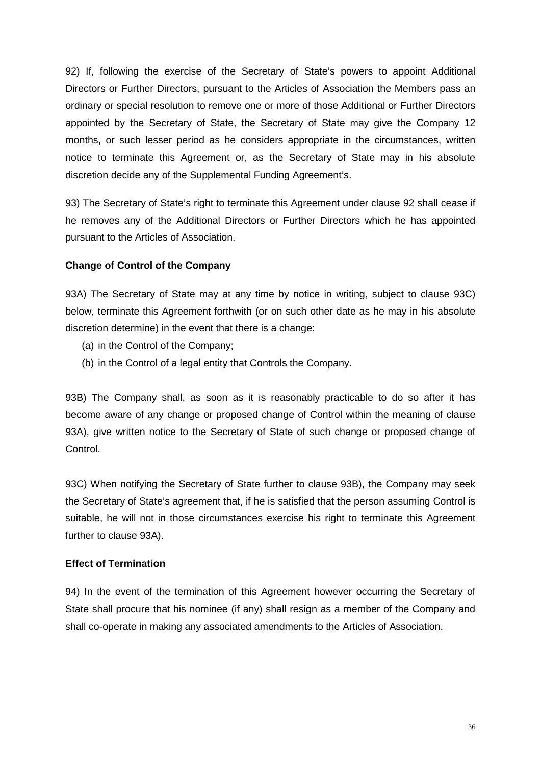92) If, following the exercise of the Secretary of State's powers to appoint Additional Directors or Further Directors, pursuant to the Articles of Association the Members pass an ordinary or special resolution to remove one or more of those Additional or Further Directors appointed by the Secretary of State, the Secretary of State may give the Company 12 months, or such lesser period as he considers appropriate in the circumstances, written notice to terminate this Agreement or, as the Secretary of State may in his absolute discretion decide any of the Supplemental Funding Agreement's.

93) The Secretary of State's right to terminate this Agreement under clause 92 shall cease if he removes any of the Additional Directors or Further Directors which he has appointed pursuant to the Articles of Association.

**Change of Control of the Company**

93A) The Secretary of State may at any time by notice in writing, subject to clause 93C) below, terminate this Agreement forthwith (or on such other date as he may in his absolute discretion determine) in the event that there is a change:

(a) in the Control of the Company;

(b) in the Control of a legal entity that Controls the Company.

93B) The Company shall, as soon as it is reasonably practicable to do so after it has become aware of any change or proposed change of Control within the meaning of clause 93A), give written notice to the Secretary of State of such change or proposed change of Control.

93C) When notifying the Secretary of State further to clause 93B), the Company may seek the Secretary of State's agreement that, if he is satisfied that the person assuming Control is suitable, he will not in those circumstances exercise his right to terminate this Agreement further to clause 93A).

**Effect of Termination**

94) In the event of the termination of this Agreement however occurring the Secretary of State shall procure that his nominee (if any) shall resign as a member of the Company and shall co-operate in making any associated amendments to the Articles of Association.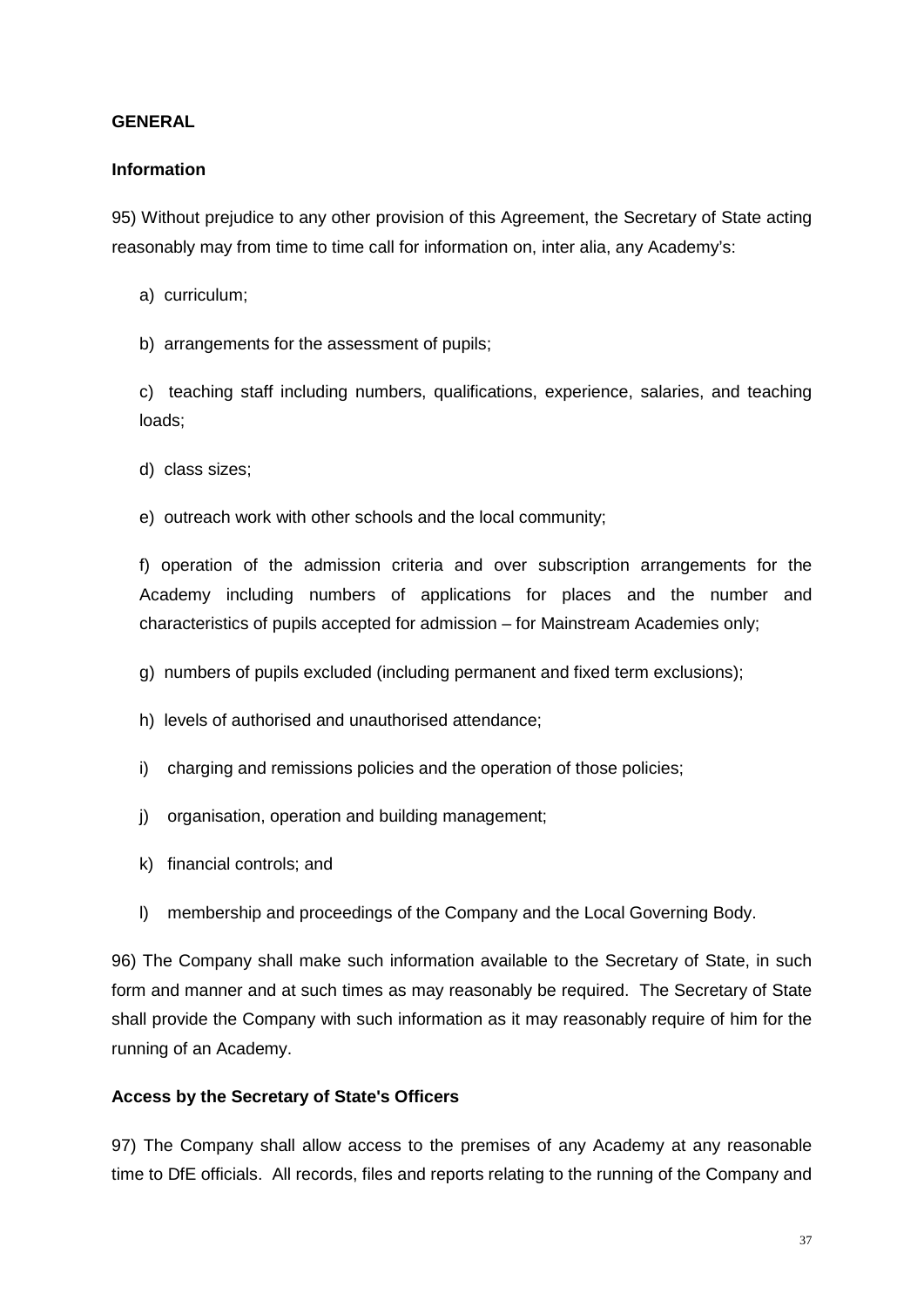**GENERAL**

**Information**

95) Without prejudice to any other provision of this Agreement, the Secretary of State acting reasonably may from time to time call for information on, inter alia, any Academy's:

a) curriculum;

b) arrangements for the assessment of pupils;

c) teaching staff including numbers, qualifications, experience, salaries, and teaching loads;

d) class sizes;

e) outreach work with other schools and the local community;

f) operation of the admission criteria and over subscription arrangements for the Academy including numbers of applications for places and the number and characteristics of pupils accepted for admission – for Mainstream Academies only;

g) numbers of pupils excluded (including permanent and fixed term exclusions);

h) levels of authorised and unauthorised attendance;

i) charging and remissions policies and the operation of those policies;

j) organisation, operation and building management;

k) financial controls; and

l) membership and proceedings of the Company and the Local Governing Body.

96) The Company shall make such information available to the Secretary of State, in such form and manner and at such times as may reasonably be required. The Secretary of State shall provide the Company with such information as it may reasonably require of him for the running of an Academy.

**Access by the Secretary of State's Officers**

97) The Company shall allow access to the premises of any Academy at any reasonable time to DfE officials. All records, files and reports relating to the running of the Company and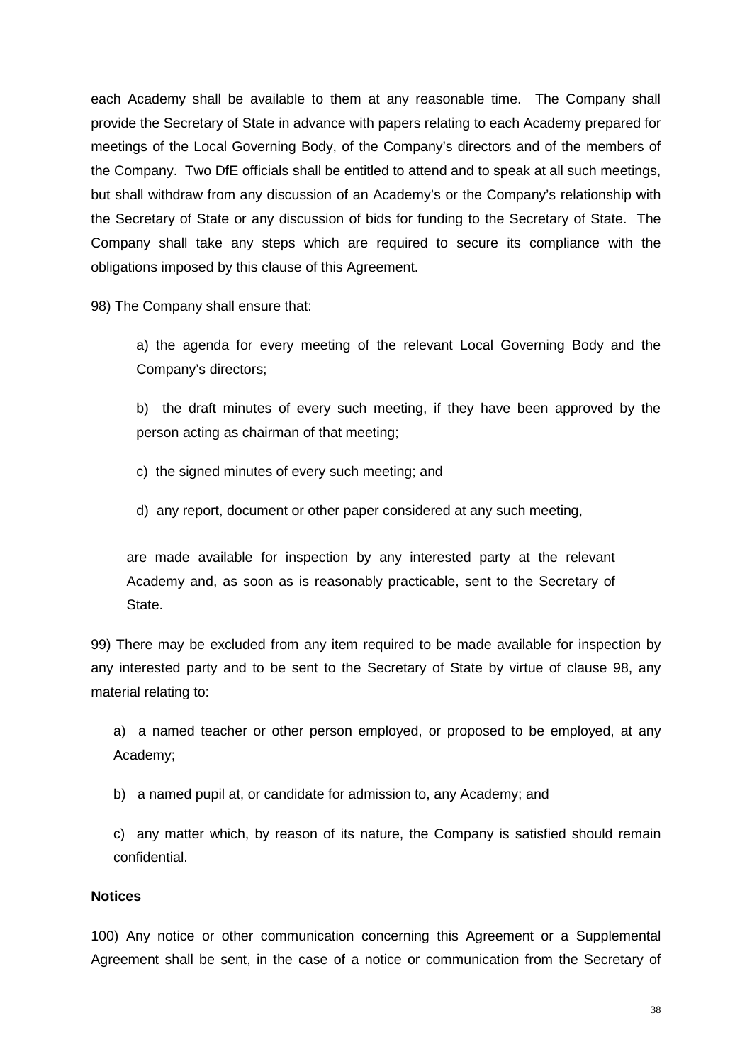each Academy shall be available to them at any reasonable time. The Company shall provide the Secretary of State in advance with papers relating to each Academy prepared for meetings of the Local Governing Body, of the Company's directors and of the members of the Company. Two DfE officials shall be entitled to attend and to speak at all such meetings, but shall withdraw from any discussion of an Academy's or the Company's relationship with the Secretary of State or any discussion of bids for funding to the Secretary of State. The Company shall take any steps which are required to secure its compliance with the obligations imposed by this clause of this Agreement.

98) The Company shall ensure that:

a) the agenda for every meeting of the relevant Local Governing Body and the Company's directors;

b) the draft minutes of every such meeting, if they have been approved by the person acting as chairman of that meeting;

c) the signed minutes of every such meeting; and

d) any report, document or other paper considered at any such meeting,

are made available for inspection by any interested party at the relevant Academy and, as soon as is reasonably practicable, sent to the Secretary of State.

99) There may be excluded from any item required to be made available for inspection by any interested party and to be sent to the Secretary of State by virtue of clause 98, any material relating to:

a) a named teacher or other person employed, or proposed to be employed, at any Academy;

b) a named pupil at, or candidate for admission to, any Academy; and

c) any matter which, by reason of its nature, the Company is satisfied should remain confidential.

**Notices**

100) Any notice or other communication concerning this Agreement or a Supplemental Agreement shall be sent, in the case of a notice or communication from the Secretary of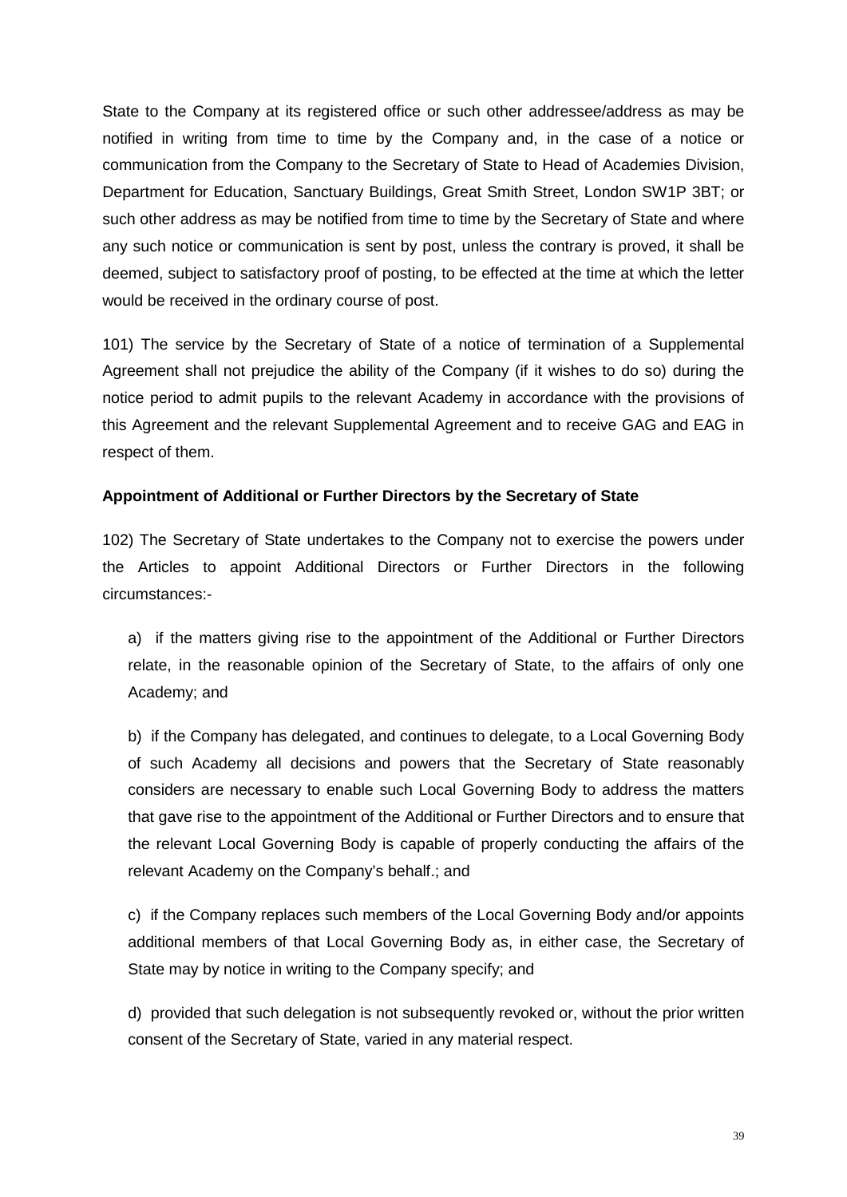State to the Company at its registered office or such other addressee/address as may be notified in writing from time to time by the Company and, in the case of a notice or communication from the Company to the Secretary of State to Head of Academies Division, Department for Education, Sanctuary Buildings, Great Smith Street, London SW1P 3BT; or such other address as may be notified from time to time by the Secretary of State and where any such notice or communication is sent by post, unless the contrary is proved, it shall be deemed, subject to satisfactory proof of posting, to be effected at the time at which the letter would be received in the ordinary course of post.

101) The service by the Secretary of State of a notice of termination of a Supplemental Agreement shall not prejudice the ability of the Company (if it wishes to do so) during the notice period to admit pupils to the relevant Academy in accordance with the provisions of this Agreement and the relevant Supplemental Agreement and to receive GAG and EAG in respect of them.

**Appointment of Additional or Further Directors by the Secretary of State**

102) The Secretary of State undertakes to the Company not to exercise the powers under the Articles to appoint Additional Directors or Further Directors in the following circumstances:-

a) if the matters giving rise to the appointment of the Additional or Further Directors relate, in the reasonable opinion of the Secretary of State, to the affairs of only one Academy; and

b) if the Company has delegated, and continues to delegate, to a Local Governing Body of such Academy all decisions and powers that the Secretary of State reasonably considers are necessary to enable such Local Governing Body to address the matters that gave rise to the appointment of the Additional or Further Directors and to ensure that the relevant Local Governing Body is capable of properly conducting the affairs of the relevant Academy on the Company's behalf.; and

c) if the Company replaces such members of the Local Governing Body and/or appoints additional members of that Local Governing Body as, in either case, the Secretary of State may by notice in writing to the Company specify; and

d) provided that such delegation is not subsequently revoked or, without the prior written consent of the Secretary of State, varied in any material respect.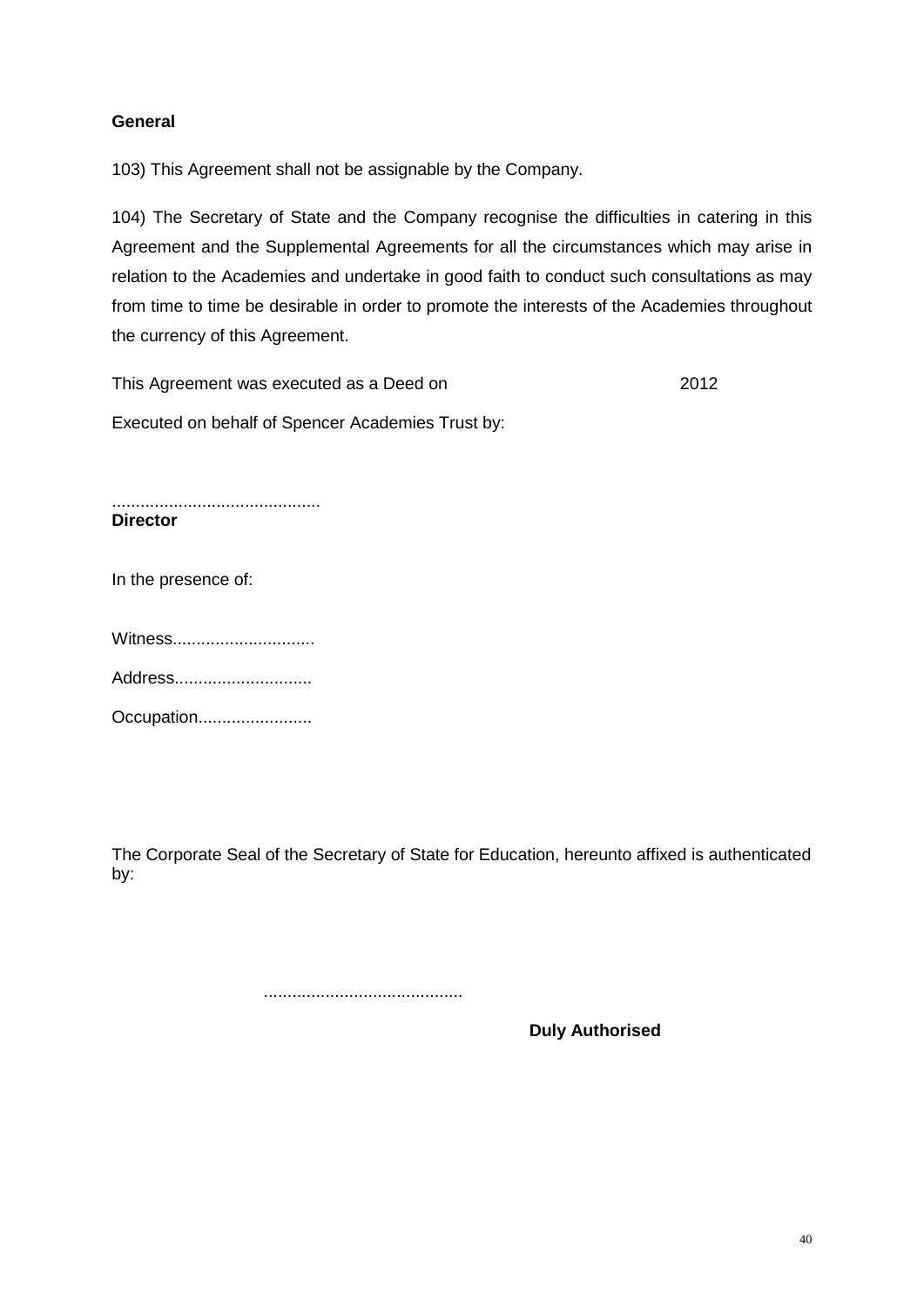**General**

103) This Agreement shall not be assignable by the Company.

104) The Secretary of State and the Company recognise the difficulties in catering in this Agreement and the Supplemental Agreements for all the circumstances which may arise in relation to the Academies and undertake in good faith to conduct such consultations as may from time to time be desirable in order to promote the interests of the Academies throughout the currency of this Agreement.

This Agreement was executed as a Deed on 2012

Executed on behalf of Spencer Academies Trust by:

...........................................
**Director**

In the presence of:

Witness..............................

Address.............................

Occupation........................

The Corporate Seal of the Secretary of State for Education, hereunto affixed is authenticated by:

..........................................

**Duly Authorised**